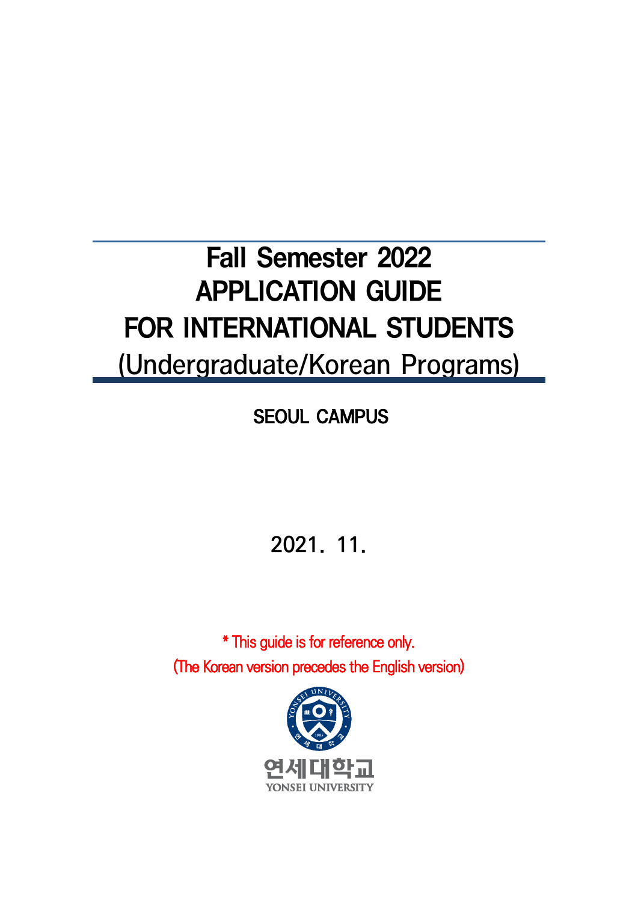# Fall Semester 2022
# APPLICATION GUIDE
# FOR INTERNATIONAL STUDENTS
## (Undergraduate/Korean Programs)

### SEOUL CAMPUS

2021. 11.

* This guide is for reference only.
(The Korean version precedes the English version)

연세대학교
YONSEI UNIVERSITY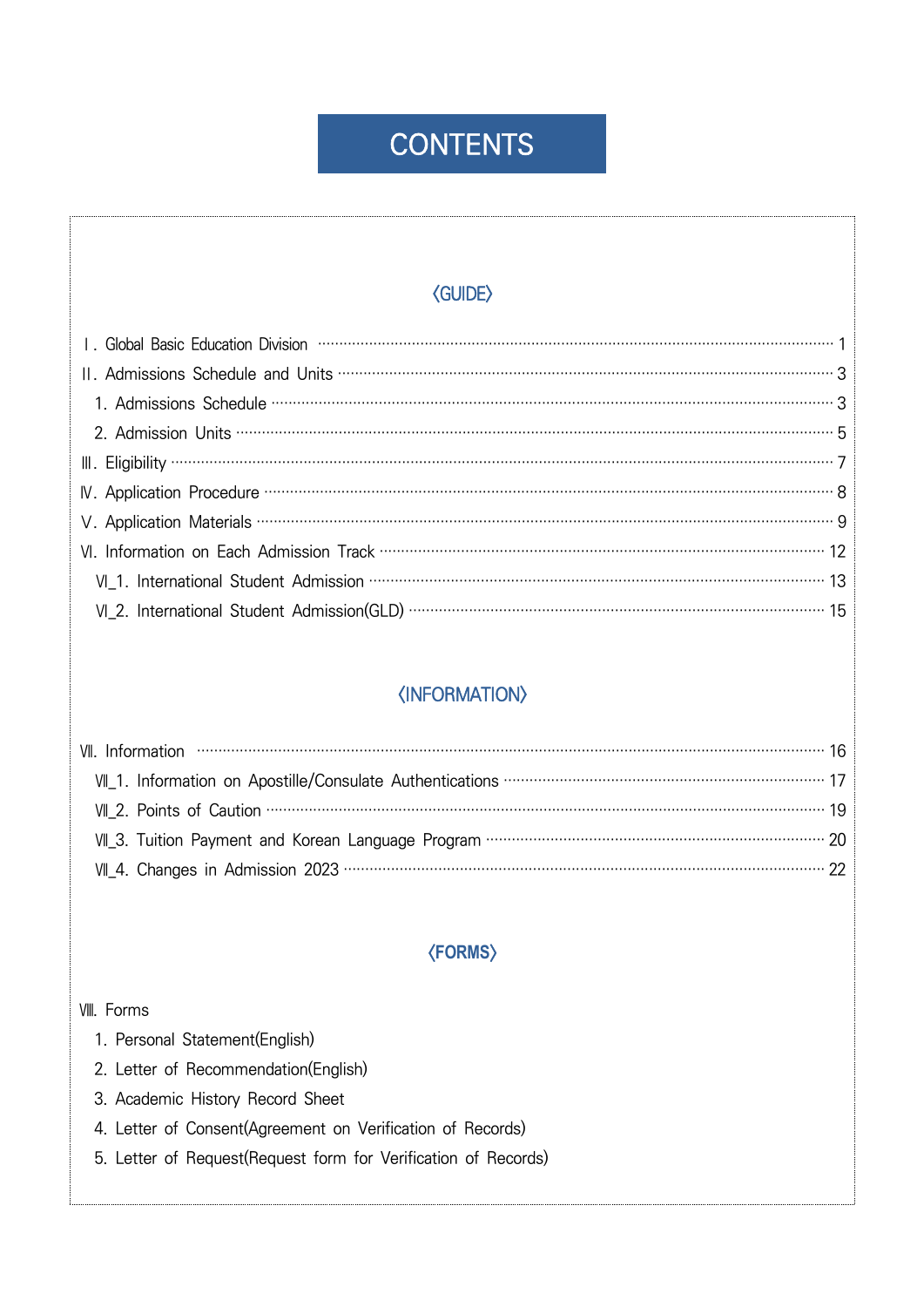# CONTENTS

## 〈GUIDE〉

Ⅰ. Global Basic Education Division ········· 1

Ⅱ. Admissions Schedule and Units ········· 3

  1. Admissions Schedule ········· 3

  2. Admission Units ········· 5

Ⅲ. Eligibility ········· 7

Ⅳ. Application Procedure ········· 8

Ⅴ. Application Materials ········· 9

Ⅵ. Information on Each Admission Track ········· 12

  Ⅵ_1. International Student Admission ········· 13

  Ⅵ_2. International Student Admission(GLD) ········· 15

## 〈INFORMATION〉

Ⅶ. Information ········· 16

  Ⅶ_1. Information on Apostille/Consulate Authentications ········· 17

  Ⅶ_2. Points of Caution ········· 19

  Ⅶ_3. Tuition Payment and Korean Language Program ········· 20

  Ⅶ_4. Changes in Admission 2023 ········· 22

## 〈FORMS〉

Ⅷ. Forms

  1. Personal Statement(English)
  2. Letter of Recommendation(English)
  3. Academic History Record Sheet
  4. Letter of Consent(Agreement on Verification of Records)
  5. Letter of Request(Request form for Verification of Records)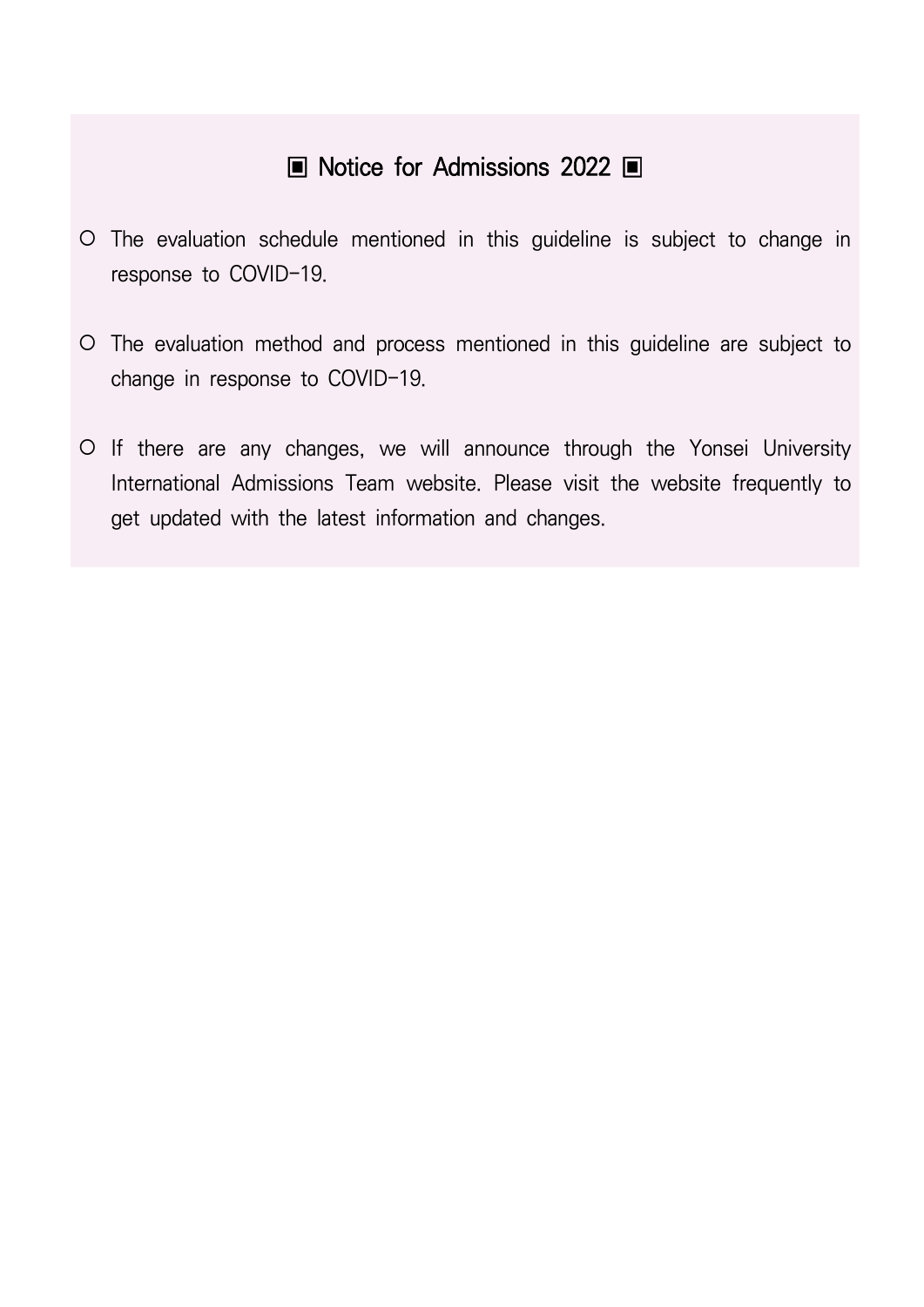## ▣ Notice for Admissions 2022 ▣

- The evaluation schedule mentioned in this guideline is subject to change in response to COVID-19.

- The evaluation method and process mentioned in this guideline are subject to change in response to COVID-19.

- If there are any changes, we will announce through the Yonsei University International Admissions Team website. Please visit the website frequently to get updated with the latest information and changes.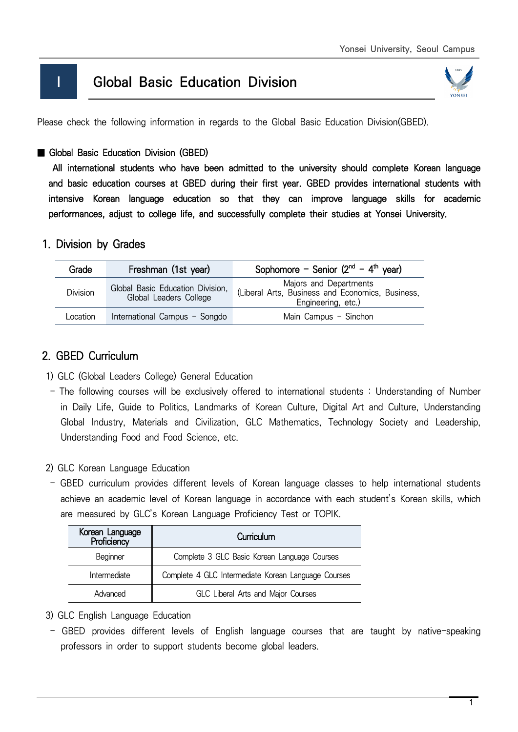# I Global Basic Education Division

Please check the following information in regards to the Global Basic Education Division(GBED).

■ Global Basic Education Division (GBED)

All international students who have been admitted to the university should complete Korean language and basic education courses at GBED during their first year. GBED provides international students with intensive Korean language education so that they can improve language skills for academic performances, adjust to college life, and successfully complete their studies at Yonsei University.

## 1. Division by Grades

| Grade | Freshman (1st year) | Sophomore – Senior (2nd – 4th year) |
|---|---|---|
| Division | Global Basic Education Division, Global Leaders College | Majors and Departments (Liberal Arts, Business and Economics, Business, Engineering, etc.) |
| Location | International Campus – Songdo | Main Campus – Sinchon |

## 2. GBED Curriculum

1) GLC (Global Leaders College) General Education

- The following courses will be exclusively offered to international students : Understanding of Number in Daily Life, Guide to Politics, Landmarks of Korean Culture, Digital Art and Culture, Understanding Global Industry, Materials and Civilization, GLC Mathematics, Technology Society and Leadership, Understanding Food and Food Science, etc.

2) GLC Korean Language Education

- GBED curriculum provides different levels of Korean language classes to help international students achieve an academic level of Korean language in accordance with each student's Korean skills, which are measured by GLC's Korean Language Proficiency Test or TOPIK.

| Korean Language Proficiency | Curriculum |
|---|---|
| Beginner | Complete 3 GLC Basic Korean Language Courses |
| Intermediate | Complete 4 GLC Intermediate Korean Language Courses |
| Advanced | GLC Liberal Arts and Major Courses |

3) GLC English Language Education

- GBED provides different levels of English language courses that are taught by native-speaking professors in order to support students become global leaders.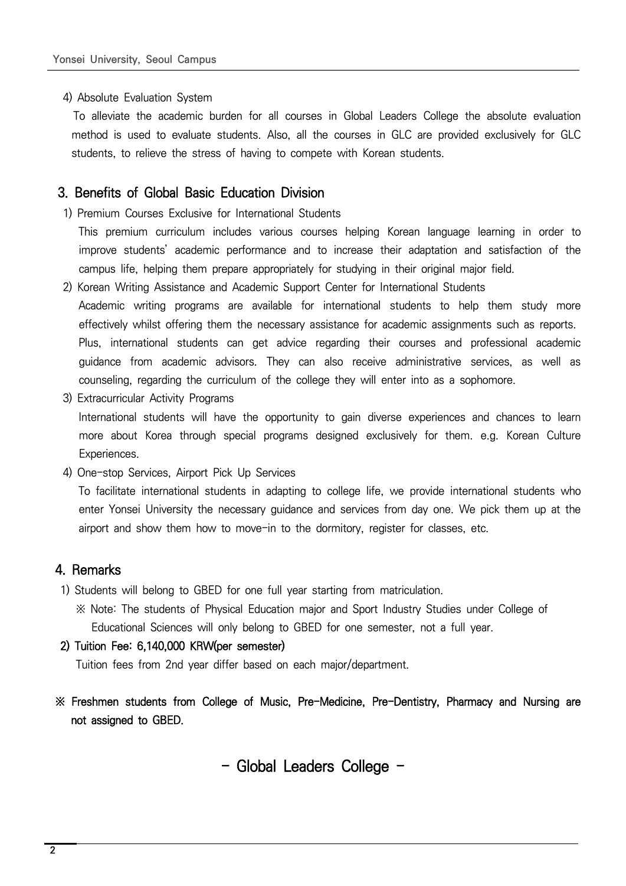4) Absolute Evaluation System

To alleviate the academic burden for all courses in Global Leaders College the absolute evaluation method is used to evaluate students. Also, all the courses in GLC are provided exclusively for GLC students, to relieve the stress of having to compete with Korean students.

## 3. Benefits of Global Basic Education Division

1) Premium Courses Exclusive for International Students

This premium curriculum includes various courses helping Korean language learning in order to improve students' academic performance and to increase their adaptation and satisfaction of the campus life, helping them prepare appropriately for studying in their original major field.

2) Korean Writing Assistance and Academic Support Center for International Students

Academic writing programs are available for international students to help them study more effectively whilst offering them the necessary assistance for academic assignments such as reports. Plus, international students can get advice regarding their courses and professional academic guidance from academic advisors. They can also receive administrative services, as well as counseling, regarding the curriculum of the college they will enter into as a sophomore.

3) Extracurricular Activity Programs

International students will have the opportunity to gain diverse experiences and chances to learn more about Korea through special programs designed exclusively for them. e.g. Korean Culture Experiences.

4) One-stop Services, Airport Pick Up Services

To facilitate international students in adapting to college life, we provide international students who enter Yonsei University the necessary guidance and services from day one. We pick them up at the airport and show them how to move-in to the dormitory, register for classes, etc.

## 4. Remarks

1) Students will belong to GBED for one full year starting from matriculation.

※ Note: The students of Physical Education major and Sport Industry Studies under College of Educational Sciences will only belong to GBED for one semester, not a full year.

**2) Tuition Fee: 6,140,000 KRW(per semester)**

Tuition fees from 2nd year differ based on each major/department.

**※ Freshmen students from College of Music, Pre-Medicine, Pre-Dentistry, Pharmacy and Nursing are not assigned to GBED.**

## - Global Leaders College -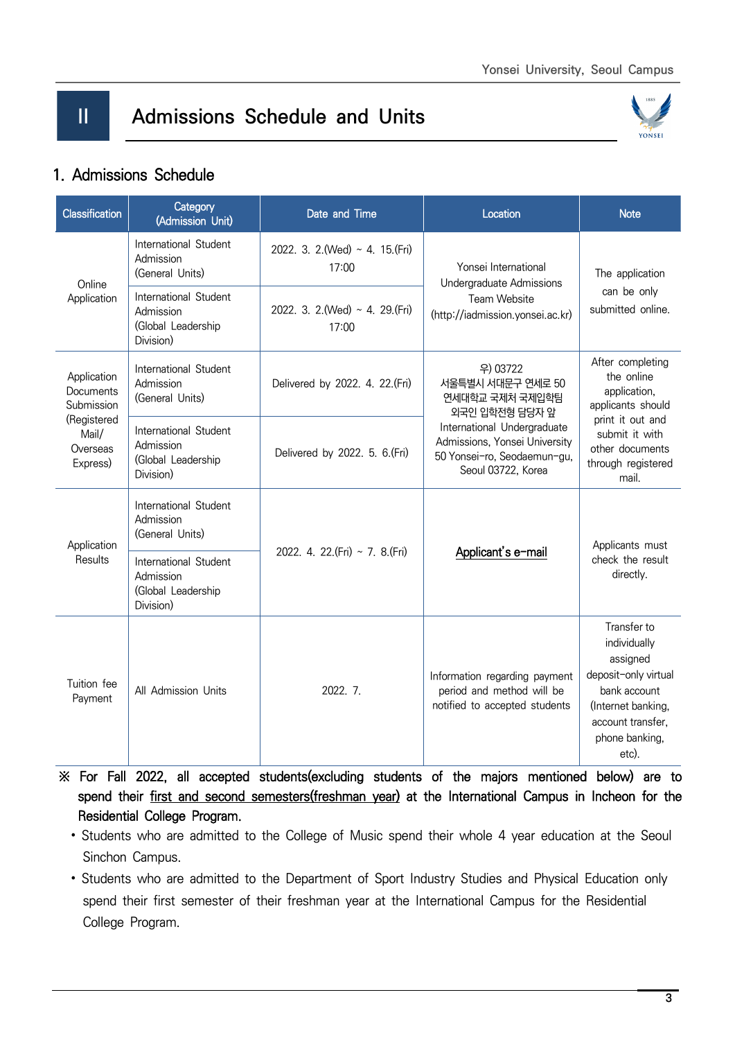# II Admissions Schedule and Units

## 1. Admissions Schedule

| Classification | Category (Admission Unit) | Date and Time | Location | Note |
|---|---|---|---|---|
| Online Application | International Student Admission (General Units) | 2022. 3. 2.(Wed) ~ 4. 15.(Fri) 17:00 | Yonsei International Undergraduate Admissions Team Website (http://iadmission.yonsei.ac.kr) | The application can be only submitted online. |
| | International Student Admission (Global Leadership Division) | 2022. 3. 2.(Wed) ~ 4. 29.(Fri) 17:00 | | |
| Application Documents Submission (Registered Mail/ Overseas Express) | International Student Admission (General Units) | Delivered by 2022. 4. 22.(Fri) | 우) 03722 서울특별시 서대문구 연세로 50 연세대학교 국제처 국제입학팀 외국인 입학전형 담당자 앞 International Undergraduate Admissions, Yonsei University 50 Yonsei-ro, Seodaemun-gu, Seoul 03722, Korea | After completing the online application, applicants should print it out and submit it with other documents through registered mail. |
| | International Student Admission (Global Leadership Division) | Delivered by 2022. 5. 6.(Fri) | | |
| Application Results | International Student Admission (General Units) | 2022. 4. 22.(Fri) ~ 7. 8.(Fri) | Applicant's e-mail | Applicants must check the result directly. |
| | International Student Admission (Global Leadership Division) | | | |
| Tuition fee Payment | All Admission Units | 2022. 7. | Information regarding payment period and method will be notified to accepted students | Transfer to individually assigned deposit-only virtual bank account (Internet banking, account transfer, phone banking, etc). |

※ For Fall 2022, all accepted students(excluding students of the majors mentioned below) are to spend their first and second semesters(freshman year) at the International Campus in Incheon for the Residential College Program.

- Students who are admitted to the College of Music spend their whole 4 year education at the Seoul Sinchon Campus.
- Students who are admitted to the Department of Sport Industry Studies and Physical Education only spend their first semester of their freshman year at the International Campus for the Residential College Program.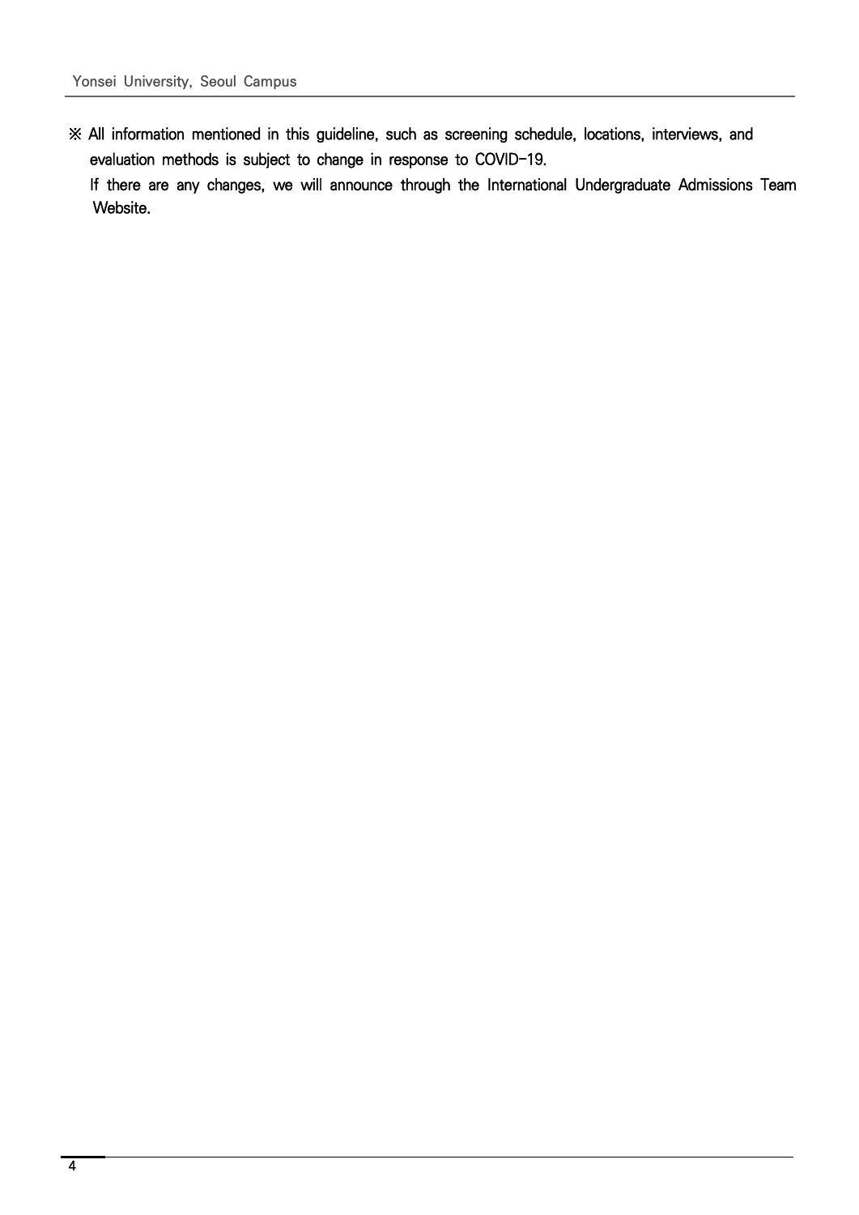※ All information mentioned in this guideline, such as screening schedule, locations, interviews, and evaluation methods is subject to change in response to COVID-19.
If there are any changes, we will announce through the International Undergraduate Admissions Team Website.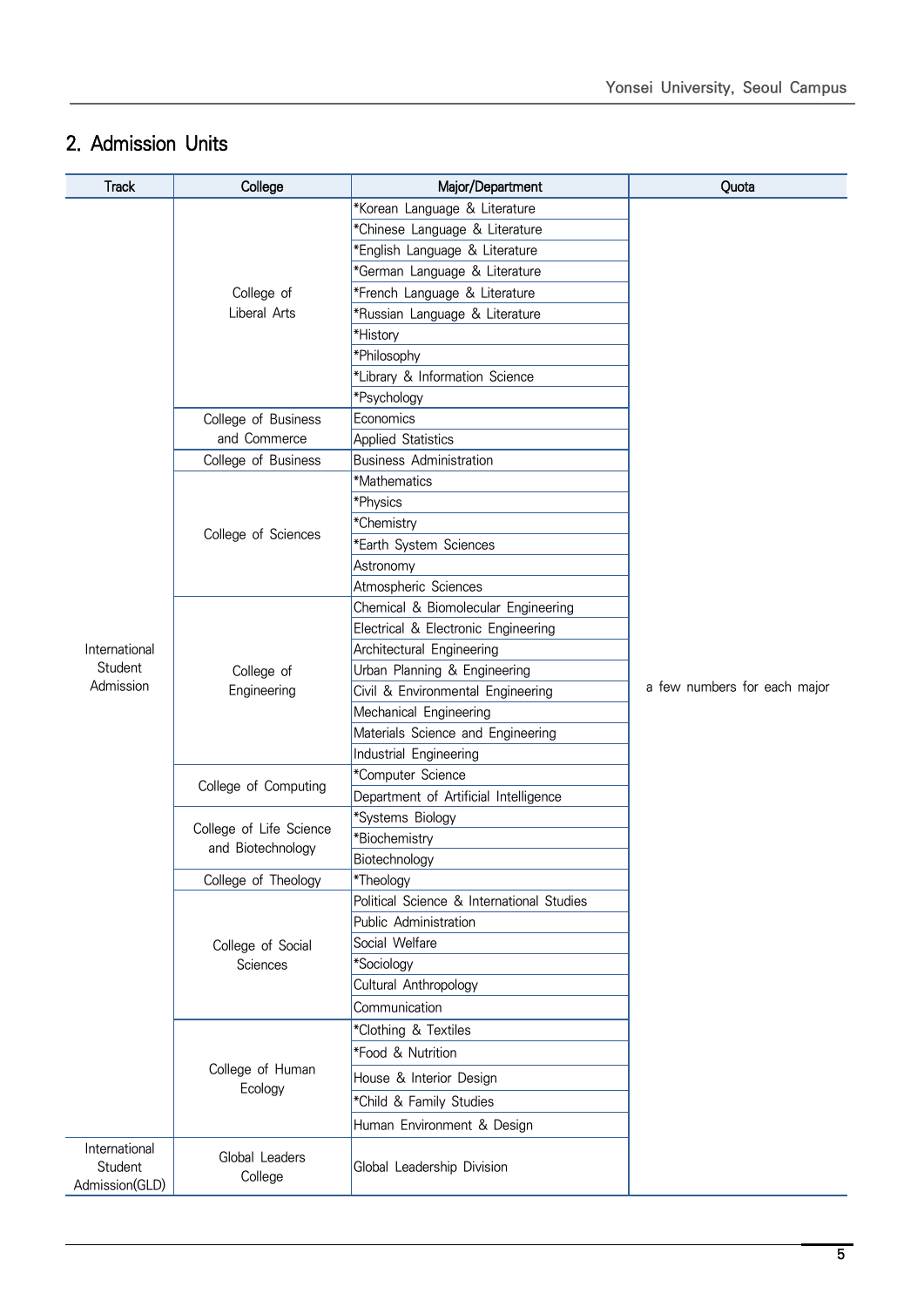## 2. Admission Units

| Track | College | Major/Department | Quota |
|---|---|---|---|
| International Student Admission | College of Liberal Arts | *Korean Language & Literature | a few numbers for each major |
| | | *Chinese Language & Literature | |
| | | *English Language & Literature | |
| | | *German Language & Literature | |
| | | *French Language & Literature | |
| | | *Russian Language & Literature | |
| | | *History | |
| | | *Philosophy | |
| | | *Library & Information Science | |
| | | *Psychology | |
| | College of Business and Commerce | Economics | |
| | | Applied Statistics | |
| | College of Business | Business Administration | |
| | College of Sciences | *Mathematics | |
| | | *Physics | |
| | | *Chemistry | |
| | | *Earth System Sciences | |
| | | Astronomy | |
| | | Atmospheric Sciences | |
| | College of Engineering | Chemical & Biomolecular Engineering | |
| | | Electrical & Electronic Engineering | |
| | | Architectural Engineering | |
| | | Urban Planning & Engineering | |
| | | Civil & Environmental Engineering | |
| | | Mechanical Engineering | |
| | | Materials Science and Engineering | |
| | | Industrial Engineering | |
| | College of Computing | *Computer Science | |
| | | Department of Artificial Intelligence | |
| | College of Life Science and Biotechnology | *Systems Biology | |
| | | *Biochemistry | |
| | | Biotechnology | |
| | College of Theology | *Theology | |
| | College of Social Sciences | Political Science & International Studies | |
| | | Public Administration | |
| | | Social Welfare | |
| | | *Sociology | |
| | | Cultural Anthropology | |
| | | Communication | |
| | College of Human Ecology | *Clothing & Textiles | |
| | | *Food & Nutrition | |
| | | House & Interior Design | |
| | | *Child & Family Studies | |
| | | Human Environment & Design | |
| International Student Admission(GLD) | Global Leaders College | Global Leadership Division | |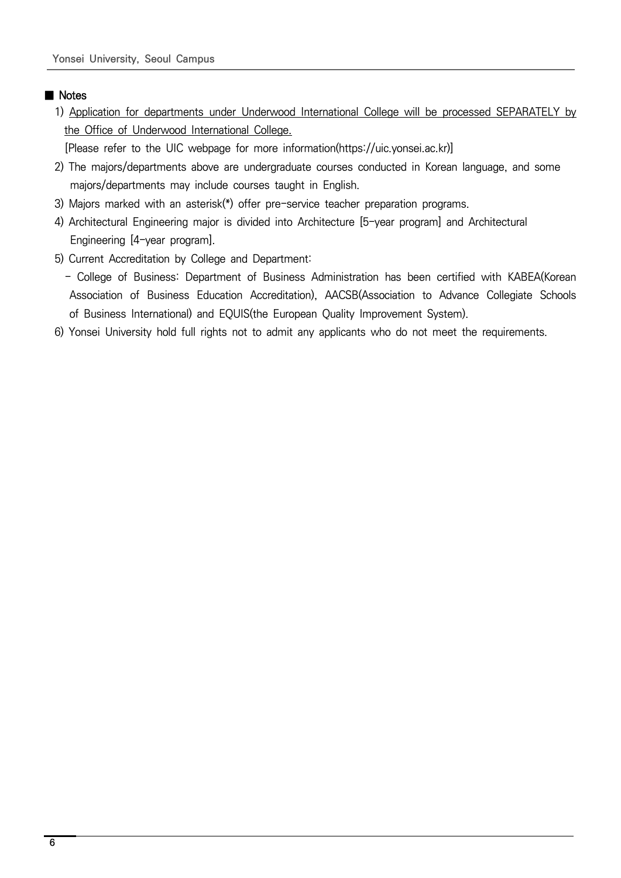■ Notes

1) Application for departments under Underwood International College will be processed SEPARATELY by the Office of Underwood International College.
   [Please refer to the UIC webpage for more information(https://uic.yonsei.ac.kr)]
2) The majors/departments above are undergraduate courses conducted in Korean language, and some majors/departments may include courses taught in English.
3) Majors marked with an asterisk(*) offer pre-service teacher preparation programs.
4) Architectural Engineering major is divided into Architecture [5-year program] and Architectural Engineering [4-year program].
5) Current Accreditation by College and Department:
   - College of Business: Department of Business Administration has been certified with KABEA(Korean Association of Business Education Accreditation), AACSB(Association to Advance Collegiate Schools of Business International) and EQUIS(the European Quality Improvement System).
6) Yonsei University hold full rights not to admit any applicants who do not meet the requirements.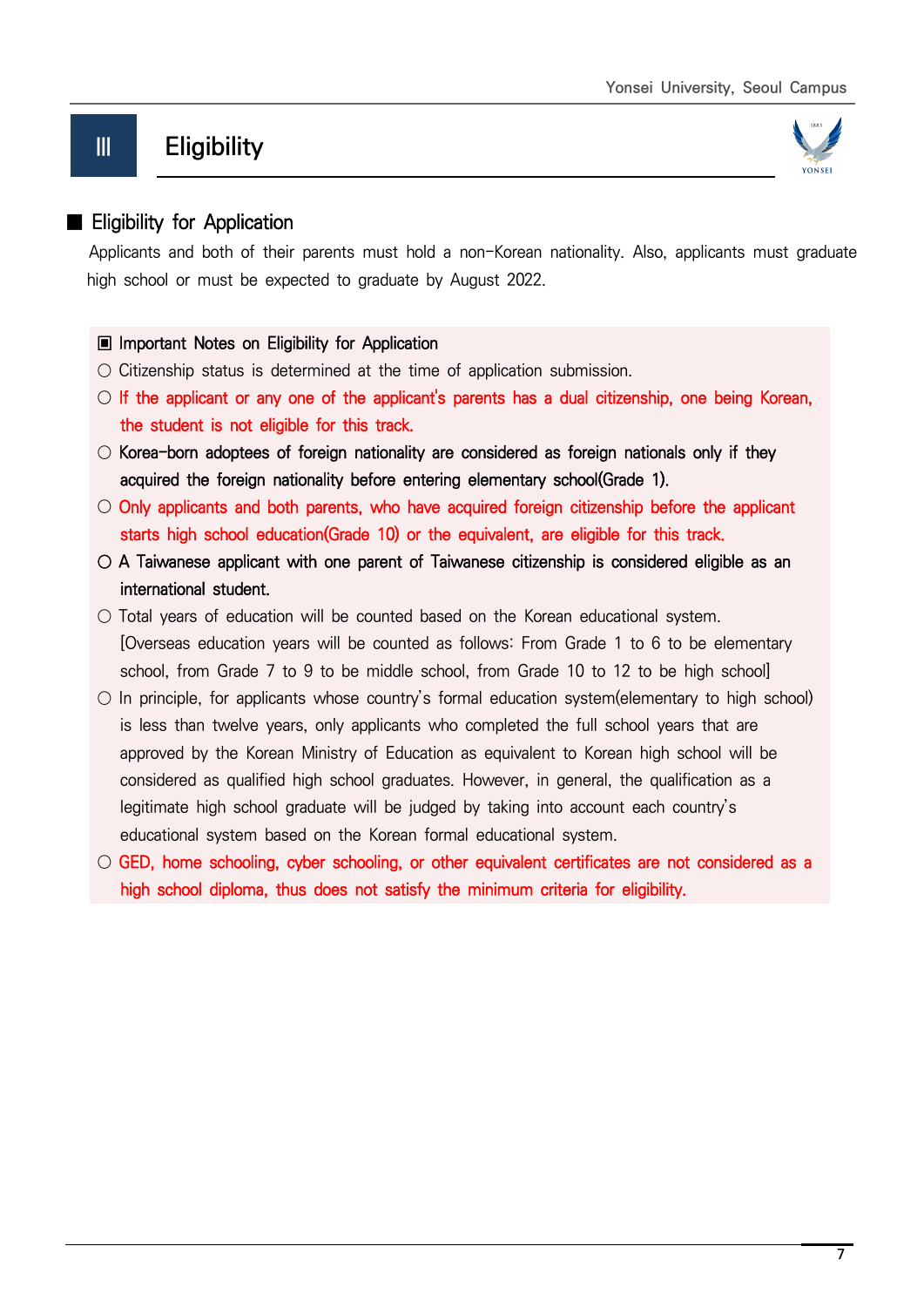# Ⅲ Eligibility

## ■ Eligibility for Application

Applicants and both of their parents must hold a non-Korean nationality. Also, applicants must graduate high school or must be expected to graduate by August 2022.

**▣ Important Notes on Eligibility for Application**

- ○ Citizenship status is determined at the time of application submission.
- ○ If the applicant or any one of the applicant's parents has a dual citizenship, one being Korean, the student is not eligible for this track.
- ○ Korea-born adoptees of foreign nationality are considered as foreign nationals only if they acquired the foreign nationality before entering elementary school(Grade 1).
- ○ Only applicants and both parents, who have acquired foreign citizenship before the applicant starts high school education(Grade 10) or the equivalent, are eligible for this track.
- ○ A Taiwanese applicant with one parent of Taiwanese citizenship is considered eligible as an international student.
- ○ Total years of education will be counted based on the Korean educational system. [Overseas education years will be counted as follows: From Grade 1 to 6 to be elementary school, from Grade 7 to 9 to be middle school, from Grade 10 to 12 to be high school]
- ○ In principle, for applicants whose country's formal education system(elementary to high school) is less than twelve years, only applicants who completed the full school years that are approved by the Korean Ministry of Education as equivalent to Korean high school will be considered as qualified high school graduates. However, in general, the qualification as a legitimate high school graduate will be judged by taking into account each country's educational system based on the Korean formal educational system.
- ○ GED, home schooling, cyber schooling, or other equivalent certificates are not considered as a high school diploma, thus does not satisfy the minimum criteria for eligibility.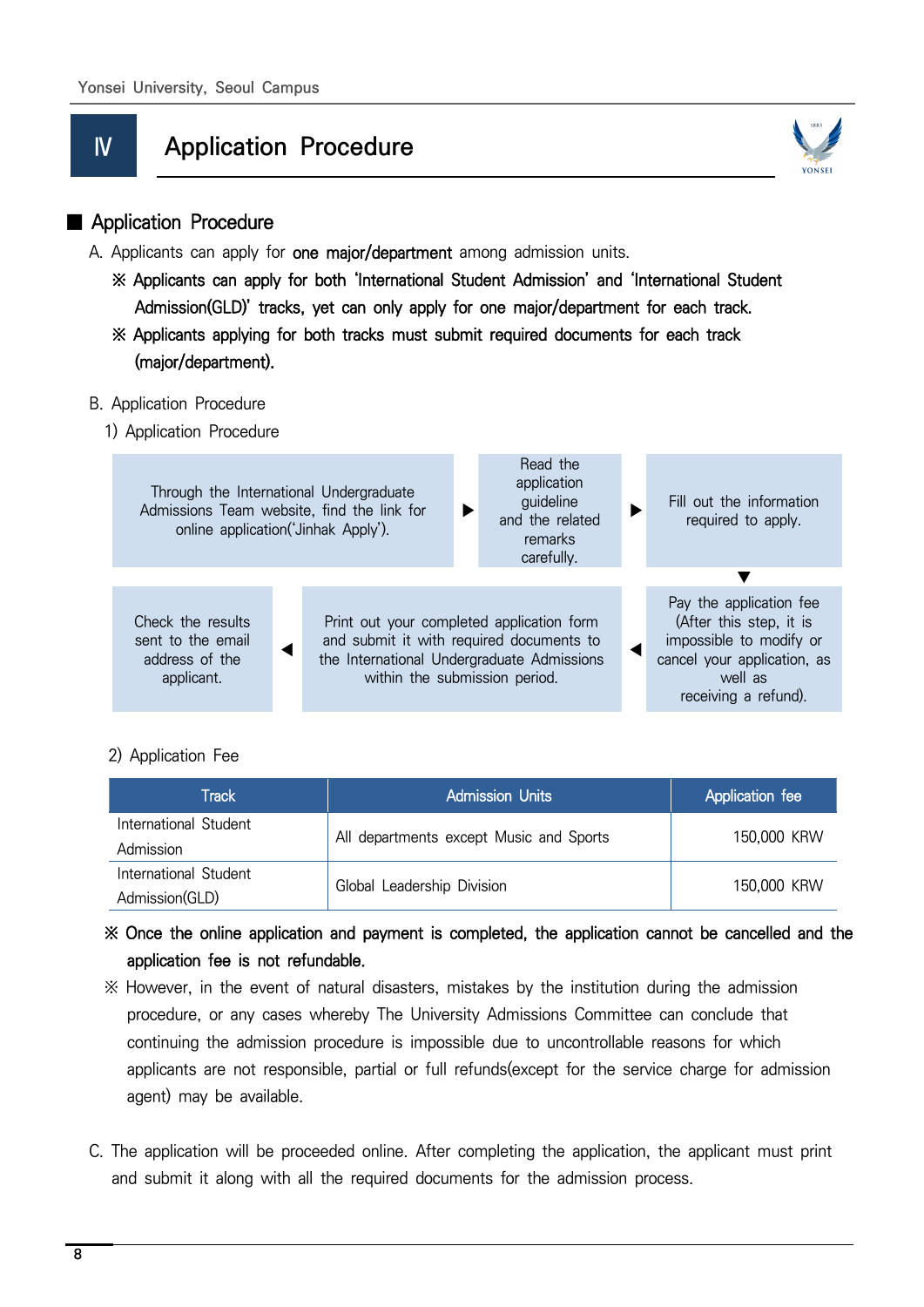# Ⅳ Application Procedure

## ■ Application Procedure

A. Applicants can apply for **one major/department** among admission units.

**※ Applicants can apply for both 'International Student Admission' and 'International Student Admission(GLD)' tracks, yet can only apply for one major/department for each track.**

**※ Applicants applying for both tracks must submit required documents for each track (major/department).**

B. Application Procedure

1) Application Procedure

| | | | | |
|---|---|---|---|---|
| Through the International Undergraduate Admissions Team website, find the link for online application('Jinhak Apply'). | ▶ | Read the application guideline and the related remarks carefully. | ▶ | Fill out the information required to apply. |
| | | | | ▼ |
| Check the results sent to the email address of the applicant. | ◀ | Print out your completed application form and submit it with required documents to the International Undergraduate Admissions within the submission period. | ◀ | Pay the application fee (After this step, it is impossible to modify or cancel your application, as well as receiving a refund). |

2) Application Fee

| Track | Admission Units | Application fee |
|---|---|---|
| International Student Admission | All departments except Music and Sports | 150,000 KRW |
| International Student Admission(GLD) | Global Leadership Division | 150,000 KRW |

**※ Once the online application and payment is completed, the application cannot be cancelled and the application fee is not refundable.**

※ However, in the event of natural disasters, mistakes by the institution during the admission procedure, or any cases whereby The University Admissions Committee can conclude that continuing the admission procedure is impossible due to uncontrollable reasons for which applicants are not responsible, partial or full refunds(except for the service charge for admission agent) may be available.

C. The application will be proceeded online. After completing the application, the applicant must print and submit it along with all the required documents for the admission process.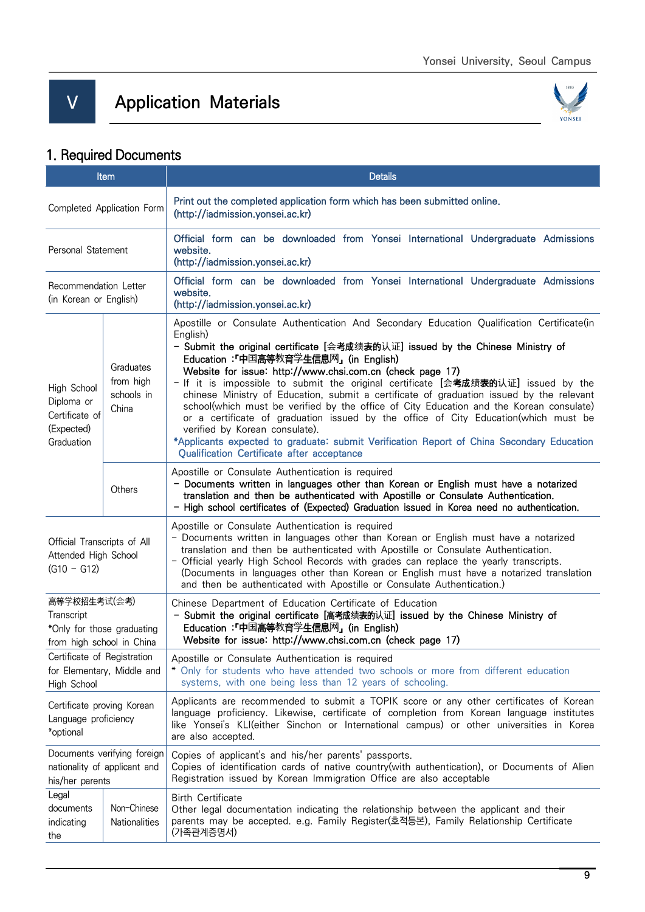# V Application Materials

## 1. Required Documents

| Item | | Details |
|---|---|---|
| Completed Application Form | | Print out the completed application form which has been submitted online. (http://iadmission.yonsei.ac.kr) |
| Personal Statement | | Official form can be downloaded from Yonsei International Undergraduate Admissions website. (http://iadmission.yonsei.ac.kr) |
| Recommendation Letter (in Korean or English) | | Official form can be downloaded from Yonsei International Undergraduate Admissions website. (http://iadmission.yonsei.ac.kr) |
| High School Diploma or Certificate of (Expected) Graduation | Graduates from high schools in China | Apostille or Consulate Authentication And Secondary Education Qualification Certificate(in English)<br>- **Submit the original certificate [会考成绩表的认证] issued by the Chinese Ministry of Education :「中国高等教育学生信息网」(in English)**<br>**Website for issue: http://www.chsi.com.cn (check page 17)**<br>- If it is impossible to submit the original certificate [会考成绩表的认证] issued by the chinese Ministry of Education, submit a certificate of graduation issued by the relevant school(which must be verified by the office of City Education and the Korean consulate) or a certificate of graduation issued by the office of City Education(which must be verified by Korean consulate).<br>*Applicants expected to graduate: submit Verification Report of China Secondary Education Qualification Certificate after acceptance |
| | Others | Apostille or Consulate Authentication is required<br>- **Documents written in languages other than Korean or English must have a notarized translation and then be authenticated with Apostille or Consulate Authentication.**<br>- **High school certificates of (Expected) Graduation issued in Korea need no authentication.** |
| Official Transcripts of All Attended High School (G10 – G12) | | Apostille or Consulate Authentication is required<br>- Documents written in languages other than Korean or English must have a notarized translation and then be authenticated with Apostille or Consulate Authentication.<br>- Official yearly High School Records with grades can replace the yearly transcripts. (Documents in languages other than Korean or English must have a notarized translation and then be authenticated with Apostille or Consulate Authentication.) |
| 高等学校招生考试(会考) Transcript<br>*Only for those graduating from high school in China | | Chinese Department of Education Certificate of Education<br>- **Submit the original certificate [高考成绩表的认证] issued by the Chinese Ministry of Education :「中国高等教育学生信息网」(in English)**<br>**Website for issue: http://www.chsi.com.cn (check page 17)** |
| Certificate of Registration for Elementary, Middle and High School | | Apostille or Consulate Authentication is required<br>* Only for students who have attended two schools or more from different education systems, with one being less than 12 years of schooling. |
| Certificate proving Korean Language proficiency<br>*optional | | Applicants are recommended to submit a TOPIK score or any other certificates of Korean language proficiency. Likewise, certificate of completion from Korean language institutes like Yonsei's KLI(either Sinchon or International campus) or other universities in Korea are also accepted. |
| Documents verifying foreign nationality of applicant and his/her parents | | Copies of applicant's and his/her parents' passports.<br>Copies of identification cards of native country(with authentication), or Documents of Alien Registration issued by Korean Immigration Office are also acceptable |
| Legal documents indicating the | Non-Chinese Nationalities | Birth Certificate<br>Other legal documentation indicating the relationship between the applicant and their parents may be accepted. e.g. Family Register(호적등본), Family Relationship Certificate (가족관계증명서) |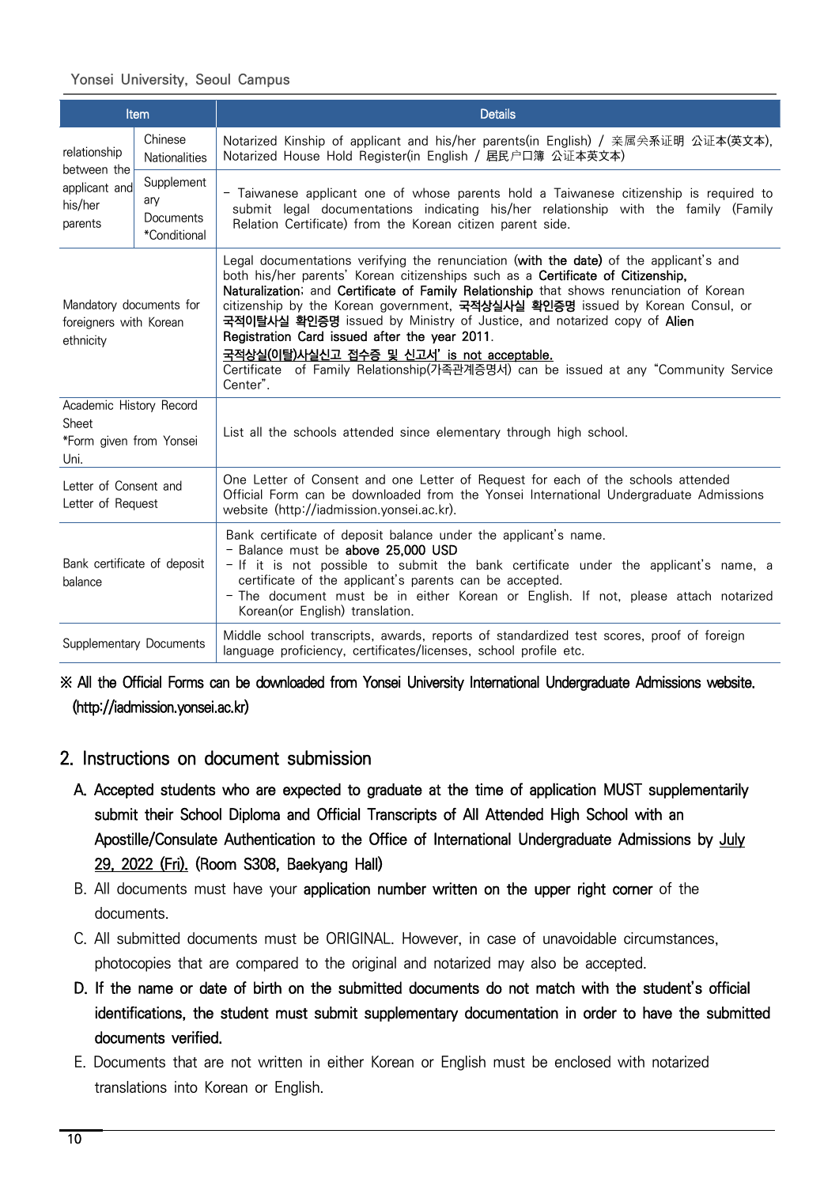| Item | | Details |
|---|---|---|
| relationship between the applicant and his/her parents | Chinese Nationalities | Notarized Kinship of applicant and his/her parents(in English) / 亲属关系证明 公证本(英文本), Notarized House Hold Register(in English / 居民户口簿 公证本英文本) |
| | Supplementary Documents *Conditional | - Taiwanese applicant one of whose parents hold a Taiwanese citizenship is required to submit legal documentations indicating his/her relationship with the family (Family Relation Certificate) from the Korean citizen parent side. |
| Mandatory documents for foreigners with Korean ethnicity | | Legal documentations verifying the renunciation (**with the date**) of the applicant's and both his/her parents' Korean citizenships such as a **Certificate of Citizenship, Naturalization**; and **Certificate of Family Relationship** that shows renunciation of Korean citizenship by the Korean government, **국적상실사실 확인증명** issued by Korean Consul, or **국적이탈사실 확인증명** issued by Ministry of Justice, and notarized copy of **Alien Registration Card issued after the year 2011**.<br>**국적상실(이탈)사실신고 접수증 및 신고서' is not acceptable.**<br>Certificate of Family Relationship(가족관계증명서) can be issued at any "Community Service Center". |
| Academic History Record Sheet *Form given from Yonsei Uni. | | List all the schools attended since elementary through high school. |
| Letter of Consent and Letter of Request | | One Letter of Consent and one Letter of Request for each of the schools attended Official Form can be downloaded from the Yonsei International Undergraduate Admissions website (http://iadmission.yonsei.ac.kr). |
| Bank certificate of deposit balance | | Bank certificate of deposit balance under the applicant's name.<br>- Balance must be **above 25,000 USD**<br>- If it is not possible to submit the bank certificate under the applicant's name, a certificate of the applicant's parents can be accepted.<br>- The document must be in either Korean or English. If not, please attach notarized Korean(or English) translation. |
| Supplementary Documents | | Middle school transcripts, awards, reports of standardized test scores, proof of foreign language proficiency, certificates/licenses, school profile etc. |

**※ All the Official Forms can be downloaded from Yonsei University International Undergraduate Admissions website. (http://iadmission.yonsei.ac.kr)**

## 2. Instructions on document submission

A. **Accepted students who are expected to graduate at the time of application MUST supplementarily submit their School Diploma and Official Transcripts of All Attended High School with an Apostille/Consulate Authentication to the Office of International Undergraduate Admissions by July 29, 2022 (Fri). (Room S308, Baekyang Hall)**

B. All documents must have your **application number written on the upper right corner** of the documents.

C. All submitted documents must be ORIGINAL. However, in case of unavoidable circumstances, photocopies that are compared to the original and notarized may also be accepted.

D. **If the name or date of birth on the submitted documents do not match with the student's official identifications, the student must submit supplementary documentation in order to have the submitted documents verified.**

E. Documents that are not written in either Korean or English must be enclosed with notarized translations into Korean or English.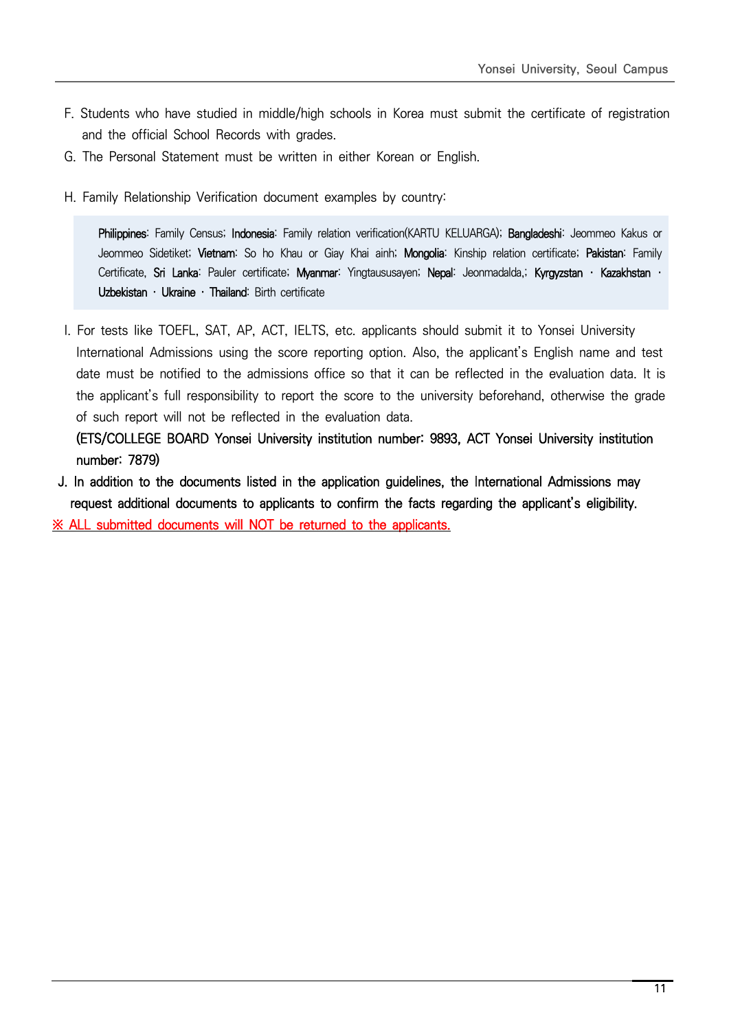F. Students who have studied in middle/high schools in Korea must submit the certificate of registration and the official School Records with grades.

G. The Personal Statement must be written in either Korean or English.

H. Family Relationship Verification document examples by country:

> **Philippines**: Family Census; **Indonesia**: Family relation verification(KARTU KELUARGA); **Bangladeshi**: Jeommeo Kakus or Jeommeo Sidetiket; **Vietnam**: So ho Khau or Giay Khai ainh; **Mongolia**: Kinship relation certificate; **Pakistan**: Family Certificate, **Sri Lanka**: Pauler certificate; **Myanmar**: Yingtaususayen; **Nepal**: Jeonmadalda,; **Kyrgyzstan · Kazakhstan · Uzbekistan · Ukraine · Thailand**: Birth certificate

I. For tests like TOEFL, SAT, AP, ACT, IELTS, etc. applicants should submit it to Yonsei University International Admissions using the score reporting option. Also, the applicant's English name and test date must be notified to the admissions office so that it can be reflected in the evaluation data. It is the applicant's full responsibility to report the score to the university beforehand, otherwise the grade of such report will not be reflected in the evaluation data.
**(ETS/COLLEGE BOARD Yonsei University institution number: 9893, ACT Yonsei University institution number: 7879)**

J. In addition to the documents listed in the application guidelines, the International Admissions may request additional documents to applicants to confirm the facts regarding the applicant's eligibility.

※ ALL submitted documents will NOT be returned to the applicants.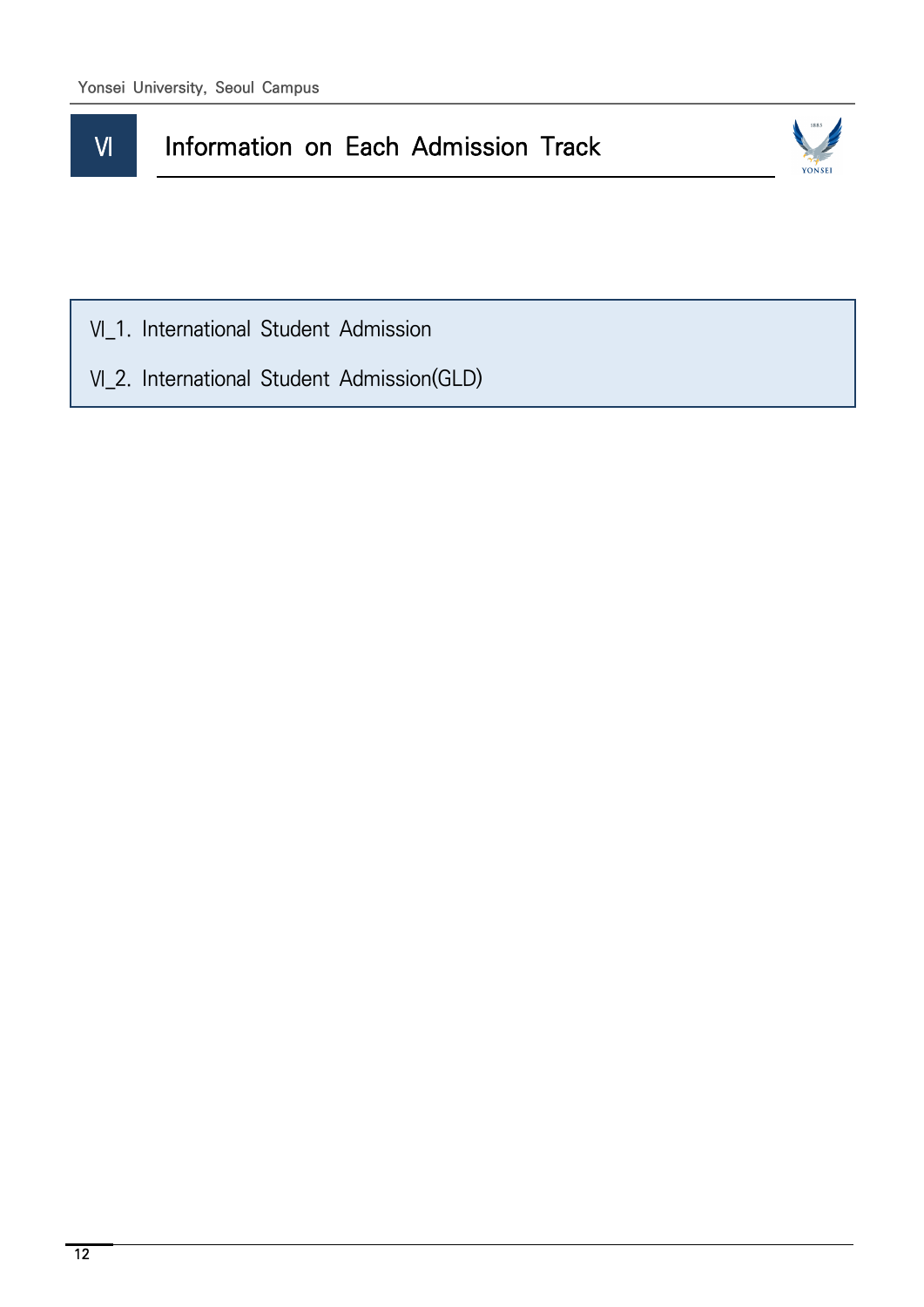# VI Information on Each Admission Track

VI_1. International Student Admission

VI_2. International Student Admission(GLD)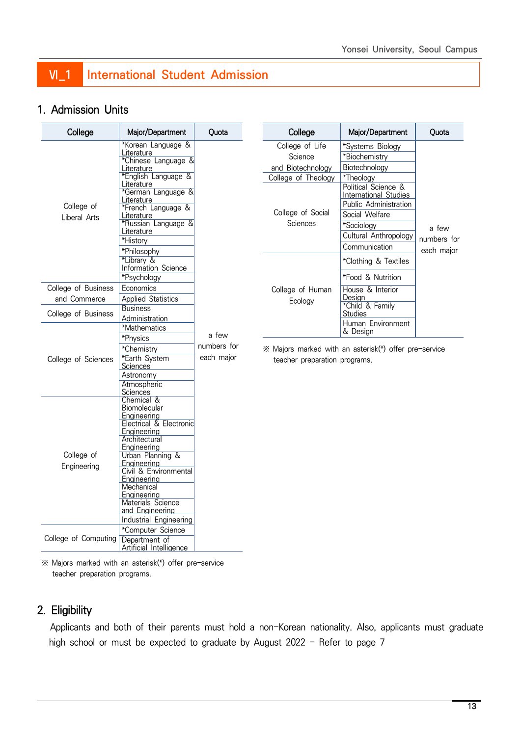# Ⅵ_1 International Student Admission

## 1. Admission Units

| College | Major/Department | Quota |
|---|---|---|
| College of Liberal Arts | *Korean Language & Literature | a few numbers for each major |
| | *Chinese Language & Literature | |
| | *English Language & Literature | |
| | *German Language & Literature | |
| | *French Language & Literature | |
| | *Russian Language & Literature | |
| | *History | |
| | *Philosophy | |
| | *Library & Information Science | |
| | *Psychology | |
| College of Business and Commerce | Economics | |
| | Applied Statistics | |
| College of Business | Business Administration | |
| College of Sciences | *Mathematics | |
| | *Physics | |
| | *Chemistry | |
| | *Earth System Sciences | |
| | Astronomy | |
| | Atmospheric Sciences | |
| College of Engineering | Chemical & Biomolecular Engineering | |
| | Electrical & Electronic Engineering | |
| | Architectural Engineering | |
| | Urban Planning & Engineering | |
| | Civil & Environmental Engineering | |
| | Mechanical Engineering | |
| | Materials Science and Engineering | |
| | Industrial Engineering | |
| College of Computing | *Computer Science | |
| | Department of Artificial Intelligence | |

※ Majors marked with an asterisk(*) offer pre-service teacher preparation programs.

| College | Major/Department | Quota |
|---|---|---|
| College of Life Science and Biotechnology | *Systems Biology | a few numbers for each major |
| | *Biochemistry | |
| | Biotechnology | |
| College of Theology | *Theology | |
| College of Social Sciences | Political Science & International Studies | |
| | Public Administration | |
| | Social Welfare | |
| | *Sociology | |
| | Cultural Anthropology | |
| | Communication | |
| College of Human Ecology | *Clothing & Textiles | |
| | *Food & Nutrition | |
| | House & Interior Design | |
| | *Child & Family Studies | |
| | Human Environment & Design | |

※ Majors marked with an asterisk(*) offer pre-service teacher preparation programs.

## 2. Eligibility

Applicants and both of their parents must hold a non-Korean nationality. Also, applicants must graduate high school or must be expected to graduate by August 2022 - Refer to page 7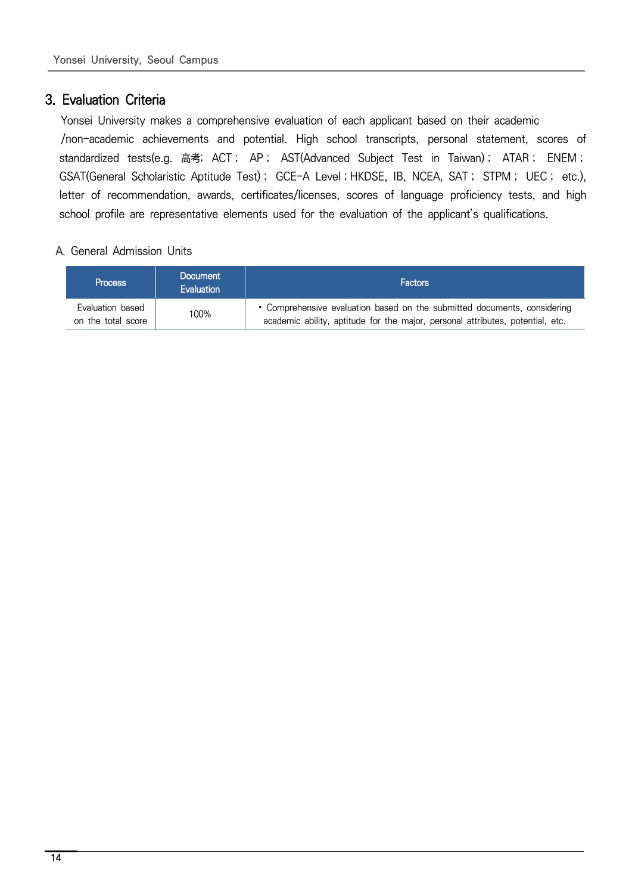## 3. Evaluation Criteria

Yonsei University makes a comprehensive evaluation of each applicant based on their academic /non-academic achievements and potential. High school transcripts, personal statement, scores of standardized tests(e.g. 高考; ACT ; AP ; AST(Advanced Subject Test in Taiwan) ; ATAR ; ENEM ; GSAT(General Scholaristic Aptitude Test) ; GCE-A Level ; HKDSE, IB, NCEA, SAT ; STPM ; UEC ; etc.), letter of recommendation, awards, certificates/licenses, scores of language proficiency tests, and high school profile are representative elements used for the evaluation of the applicant's qualifications.

### A. General Admission Units

| Process | Document Evaluation | Factors |
|---|---|---|
| Evaluation based on the total score | 100% | • Comprehensive evaluation based on the submitted documents, considering academic ability, aptitude for the major, personal attributes, potential, etc. |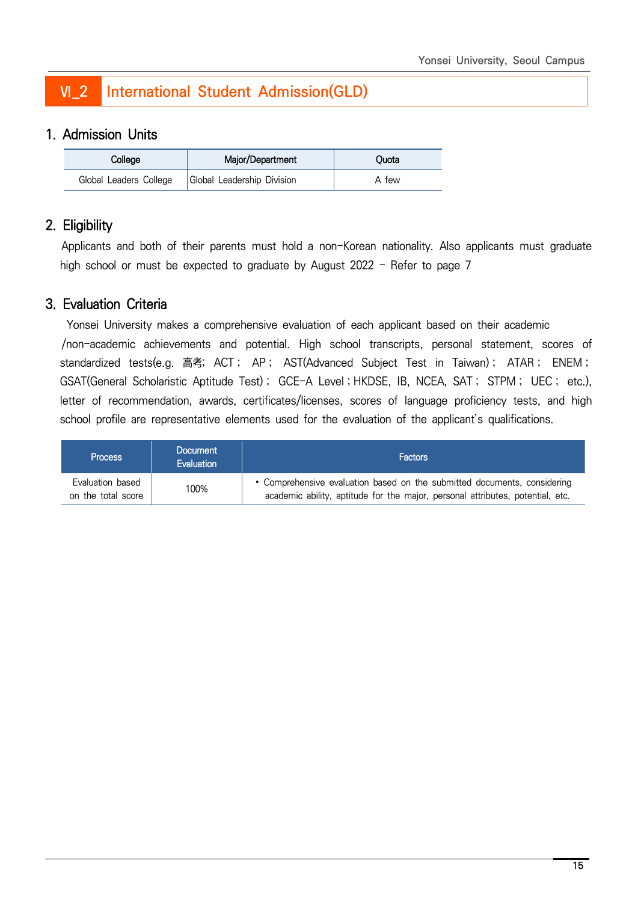# VI_2 International Student Admission(GLD)

## 1. Admission Units

| College | Major/Department | Quota |
|---|---|---|
| Global Leaders College | Global Leadership Division | A few |

## 2. Eligibility

Applicants and both of their parents must hold a non-Korean nationality. Also applicants must graduate high school or must be expected to graduate by August 2022 - Refer to page 7

## 3. Evaluation Criteria

Yonsei University makes a comprehensive evaluation of each applicant based on their academic /non-academic achievements and potential. High school transcripts, personal statement, scores of standardized tests(e.g. 高考; ACT ; AP ; AST(Advanced Subject Test in Taiwan) ; ATAR ; ENEM ; GSAT(General Scholaristic Aptitude Test) ; GCE-A Level ; HKDSE, IB, NCEA, SAT ; STPM ; UEC ; etc.), letter of recommendation, awards, certificates/licenses, scores of language proficiency tests, and high school profile are representative elements used for the evaluation of the applicant's qualifications.

| Process | Document Evaluation | Factors |
|---|---|---|
| Evaluation based on the total score | 100% | • Comprehensive evaluation based on the submitted documents, considering academic ability, aptitude for the major, personal attributes, potential, etc. |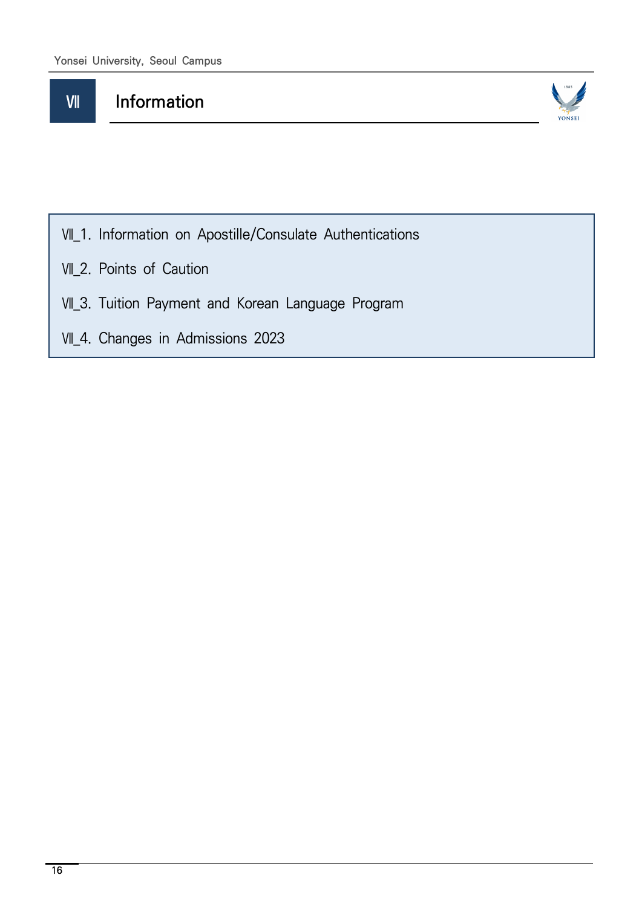# Ⅶ Information

- Ⅶ_1. Information on Apostille/Consulate Authentications
- Ⅶ_2. Points of Caution
- Ⅶ_3. Tuition Payment and Korean Language Program
- Ⅶ_4. Changes in Admissions 2023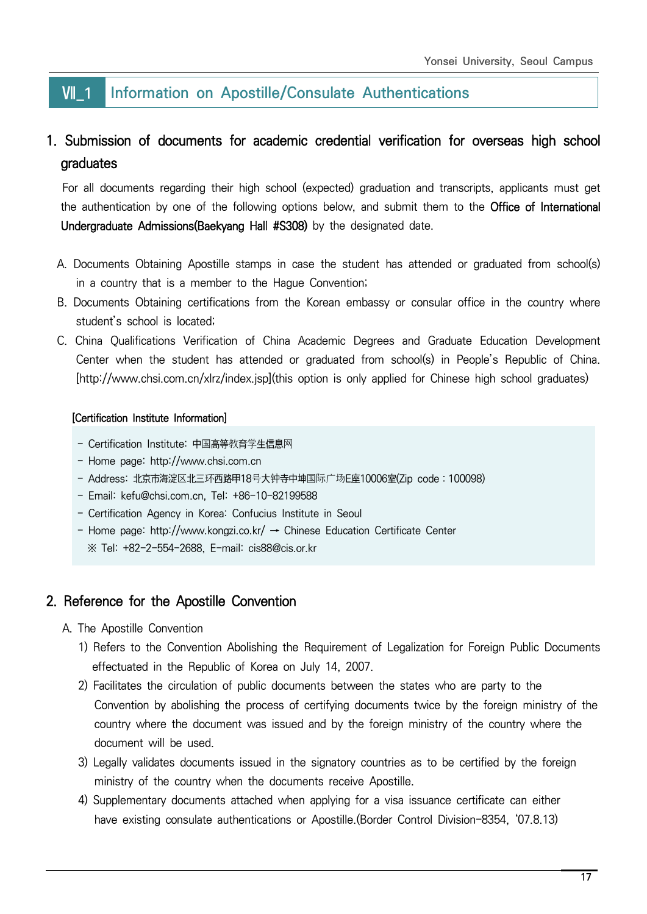## Ⅶ_1 Information on Apostille/Consulate Authentications

### 1. Submission of documents for academic credential verification for overseas high school graduates

For all documents regarding their high school (expected) graduation and transcripts, applicants must get the authentication by one of the following options below, and submit them to the **Office of International Undergraduate Admissions(Baekyang Hall #S308)** by the designated date.

A. Documents Obtaining Apostille stamps in case the student has attended or graduated from school(s) in a country that is a member to the Hague Convention;

B. Documents Obtaining certifications from the Korean embassy or consular office in the country where student's school is located;

C. China Qualifications Verification of China Academic Degrees and Graduate Education Development Center when the student has attended or graduated from school(s) in People's Republic of China. [http://www.chsi.com.cn/xlrz/index.jsp](this option is only applied for Chinese high school graduates)

**[Certification Institute Information]**

- Certification Institute: 中国高等教育学生信息网
- Home page: http://www.chsi.com.cn
- Address: 北京市海淀区北三环西路甲18号大钟寺中坤国际广场E座10006室(Zip code : 100098)
- Email: kefu@chsi.com.cn, Tel: +86-10-82199588
- Certification Agency in Korea: Confucius Institute in Seoul
- Home page: http://www.kongzi.co.kr/ → Chinese Education Certificate Center
  ※ Tel: +82-2-554-2688, E-mail: cis88@cis.or.kr

### 2. Reference for the Apostille Convention

A. The Apostille Convention

1) Refers to the Convention Abolishing the Requirement of Legalization for Foreign Public Documents effectuated in the Republic of Korea on July 14, 2007.
2) Facilitates the circulation of public documents between the states who are party to the Convention by abolishing the process of certifying documents twice by the foreign ministry of the country where the document was issued and by the foreign ministry of the country where the document will be used.
3) Legally validates documents issued in the signatory countries as to be certified by the foreign ministry of the country when the documents receive Apostille.
4) Supplementary documents attached when applying for a visa issuance certificate can either have existing consulate authentications or Apostille.(Border Control Division-8354, '07.8.13)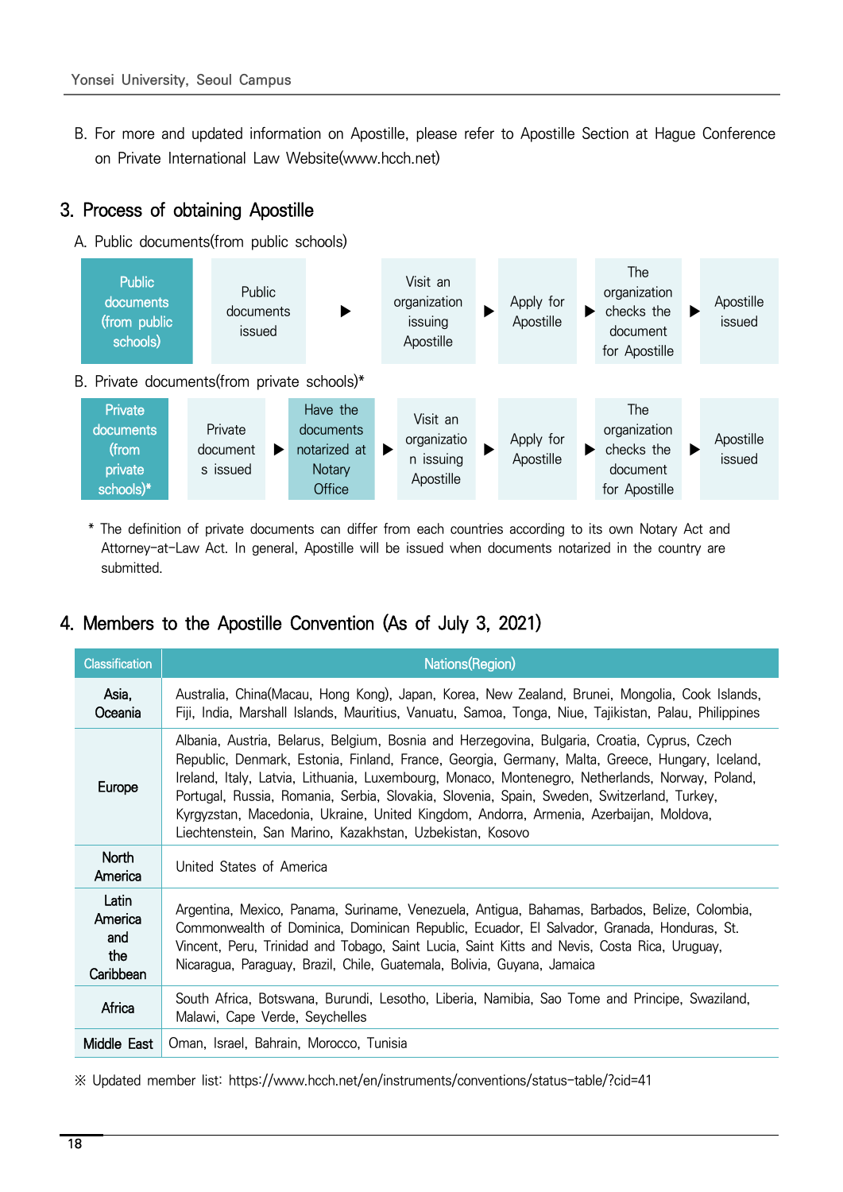B. For more and updated information on Apostille, please refer to Apostille Section at Hague Conference on Private International Law Website(www.hcch.net)

## 3. Process of obtaining Apostille

A. Public documents(from public schools)

| Public documents (from public schools) | Public documents issued | ▶ | Visit an organization issuing Apostille | ▶ | Apply for Apostille | ▶ | The organization checks the document for Apostille | ▶ | Apostille issued |
|---|---|---|---|---|---|---|---|---|---|

B. Private documents(from private schools)*

| Private documents (from private schools)* | Private documents issued | ▶ | Have the documents notarized at Notary Office | ▶ | Visit an organization issuing Apostille | ▶ | Apply for Apostille | ▶ | The organization checks the document for Apostille | ▶ | Apostille issued |
|---|---|---|---|---|---|---|---|---|---|---|---|

\* The definition of private documents can differ from each countries according to its own Notary Act and Attorney-at-Law Act. In general, Apostille will be issued when documents notarized in the country are submitted.

## 4. Members to the Apostille Convention (As of July 3, 2021)

| Classification | Nations(Region) |
|---|---|
| Asia, Oceania | Australia, China(Macau, Hong Kong), Japan, Korea, New Zealand, Brunei, Mongolia, Cook Islands, Fiji, India, Marshall Islands, Mauritius, Vanuatu, Samoa, Tonga, Niue, Tajikistan, Palau, Philippines |
| Europe | Albania, Austria, Belarus, Belgium, Bosnia and Herzegovina, Bulgaria, Croatia, Cyprus, Czech Republic, Denmark, Estonia, Finland, France, Georgia, Germany, Malta, Greece, Hungary, Iceland, Ireland, Italy, Latvia, Lithuania, Luxembourg, Monaco, Montenegro, Netherlands, Norway, Poland, Portugal, Russia, Romania, Serbia, Slovakia, Slovenia, Spain, Sweden, Switzerland, Turkey, Kyrgyzstan, Macedonia, Ukraine, United Kingdom, Andorra, Armenia, Azerbaijan, Moldova, Liechtenstein, San Marino, Kazakhstan, Uzbekistan, Kosovo |
| North America | United States of America |
| Latin America and the Caribbean | Argentina, Mexico, Panama, Suriname, Venezuela, Antigua, Bahamas, Barbados, Belize, Colombia, Commonwealth of Dominica, Dominican Republic, Ecuador, El Salvador, Granada, Honduras, St. Vincent, Peru, Trinidad and Tobago, Saint Lucia, Saint Kitts and Nevis, Costa Rica, Uruguay, Nicaragua, Paraguay, Brazil, Chile, Guatemala, Bolivia, Guyana, Jamaica |
| Africa | South Africa, Botswana, Burundi, Lesotho, Liberia, Namibia, Sao Tome and Principe, Swaziland, Malawi, Cape Verde, Seychelles |
| Middle East | Oman, Israel, Bahrain, Morocco, Tunisia |

※ Updated member list: https://www.hcch.net/en/instruments/conventions/status-table/?cid=41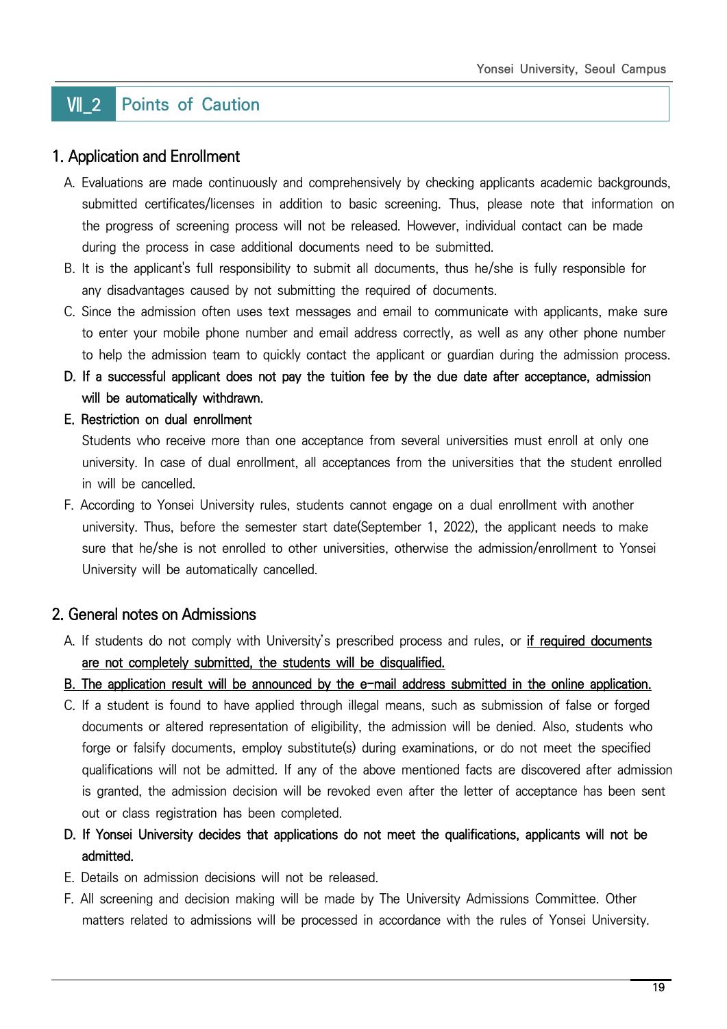## Ⅶ_2 Points of Caution

### 1. Application and Enrollment

A. Evaluations are made continuously and comprehensively by checking applicants academic backgrounds, submitted certificates/licenses in addition to basic screening. Thus, please note that information on the progress of screening process will not be released. However, individual contact can be made during the process in case additional documents need to be submitted.

B. It is the applicant's full responsibility to submit all documents, thus he/she is fully responsible for any disadvantages caused by not submitting the required of documents.

C. Since the admission often uses text messages and email to communicate with applicants, make sure to enter your mobile phone number and email address correctly, as well as any other phone number to help the admission team to quickly contact the applicant or guardian during the admission process.

**D. If a successful applicant does not pay the tuition fee by the due date after acceptance, admission will be automatically withdrawn.**

**E. Restriction on dual enrollment**

Students who receive more than one acceptance from several universities must enroll at only one university. In case of dual enrollment, all acceptances from the universities that the student enrolled in will be cancelled.

F. According to Yonsei University rules, students cannot engage on a dual enrollment with another university. Thus, before the semester start date(September 1, 2022), the applicant needs to make sure that he/she is not enrolled to other universities, otherwise the admission/enrollment to Yonsei University will be automatically cancelled.

### 2. General notes on Admissions

A. If students do not comply with University's prescribed process and rules, or <u>if required documents are not completely submitted, the students will be disqualified.</u>

<u>B. The application result will be announced by the e-mail address submitted in the online application.</u>

C. If a student is found to have applied through illegal means, such as submission of false or forged documents or altered representation of eligibility, the admission will be denied. Also, students who forge or falsify documents, employ substitute(s) during examinations, or do not meet the specified qualifications will not be admitted. If any of the above mentioned facts are discovered after admission is granted, the admission decision will be revoked even after the letter of acceptance has been sent out or class registration has been completed.

**D. If Yonsei University decides that applications do not meet the qualifications, applicants will not be admitted.**

E. Details on admission decisions will not be released.

F. All screening and decision making will be made by The University Admissions Committee. Other matters related to admissions will be processed in accordance with the rules of Yonsei University.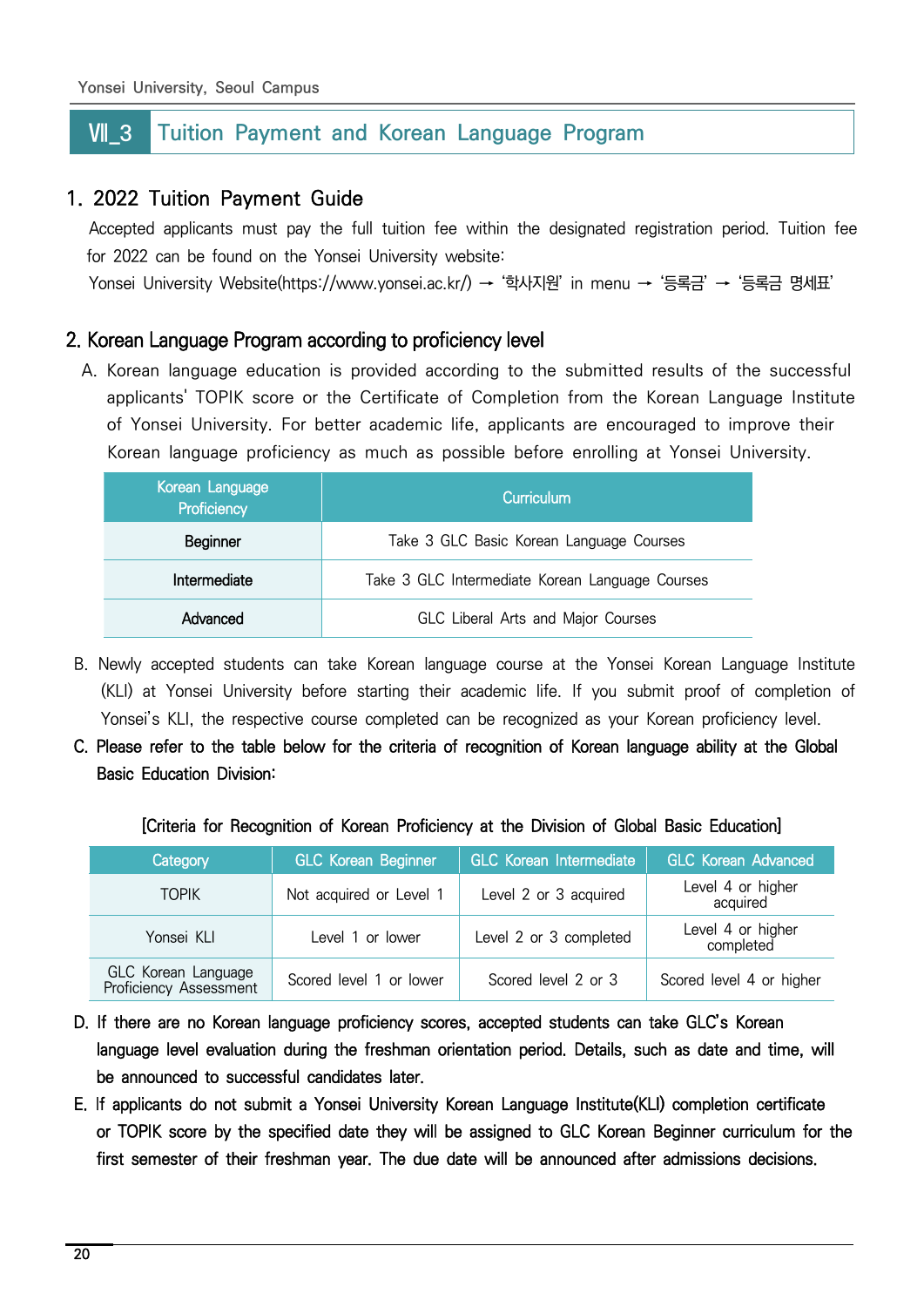## Ⅶ_3 Tuition Payment and Korean Language Program

### 1. 2022 Tuition Payment Guide

Accepted applicants must pay the full tuition fee within the designated registration period. Tuition fee for 2022 can be found on the Yonsei University website:

Yonsei University Website(https://www.yonsei.ac.kr/) → '학사지원' in menu → '등록금' → '등록금 명세표'

### 2. Korean Language Program according to proficiency level

A. Korean language education is provided according to the submitted results of the successful applicants' TOPIK score or the Certificate of Completion from the Korean Language Institute of Yonsei University. For better academic life, applicants are encouraged to improve their Korean language proficiency as much as possible before enrolling at Yonsei University.

| Korean Language Proficiency | Curriculum |
|---|---|
| Beginner | Take 3 GLC Basic Korean Language Courses |
| Intermediate | Take 3 GLC Intermediate Korean Language Courses |
| Advanced | GLC Liberal Arts and Major Courses |

B. Newly accepted students can take Korean language course at the Yonsei Korean Language Institute (KLI) at Yonsei University before starting their academic life. If you submit proof of completion of Yonsei's KLI, the respective course completed can be recognized as your Korean proficiency level.

C. Please refer to the table below for the criteria of recognition of Korean language ability at the Global Basic Education Division:

[Criteria for Recognition of Korean Proficiency at the Division of Global Basic Education]

| Category | GLC Korean Beginner | GLC Korean Intermediate | GLC Korean Advanced |
|---|---|---|---|
| TOPIK | Not acquired or Level 1 | Level 2 or 3 acquired | Level 4 or higher acquired |
| Yonsei KLI | Level 1 or lower | Level 2 or 3 completed | Level 4 or higher completed |
| GLC Korean Language Proficiency Assessment | Scored level 1 or lower | Scored level 2 or 3 | Scored level 4 or higher |

D. If there are no Korean language proficiency scores, accepted students can take GLC's Korean language level evaluation during the freshman orientation period. Details, such as date and time, will be announced to successful candidates later.

E. If applicants do not submit a Yonsei University Korean Language Institute(KLI) completion certificate or TOPIK score by the specified date they will be assigned to GLC Korean Beginner curriculum for the first semester of their freshman year. The due date will be announced after admissions decisions.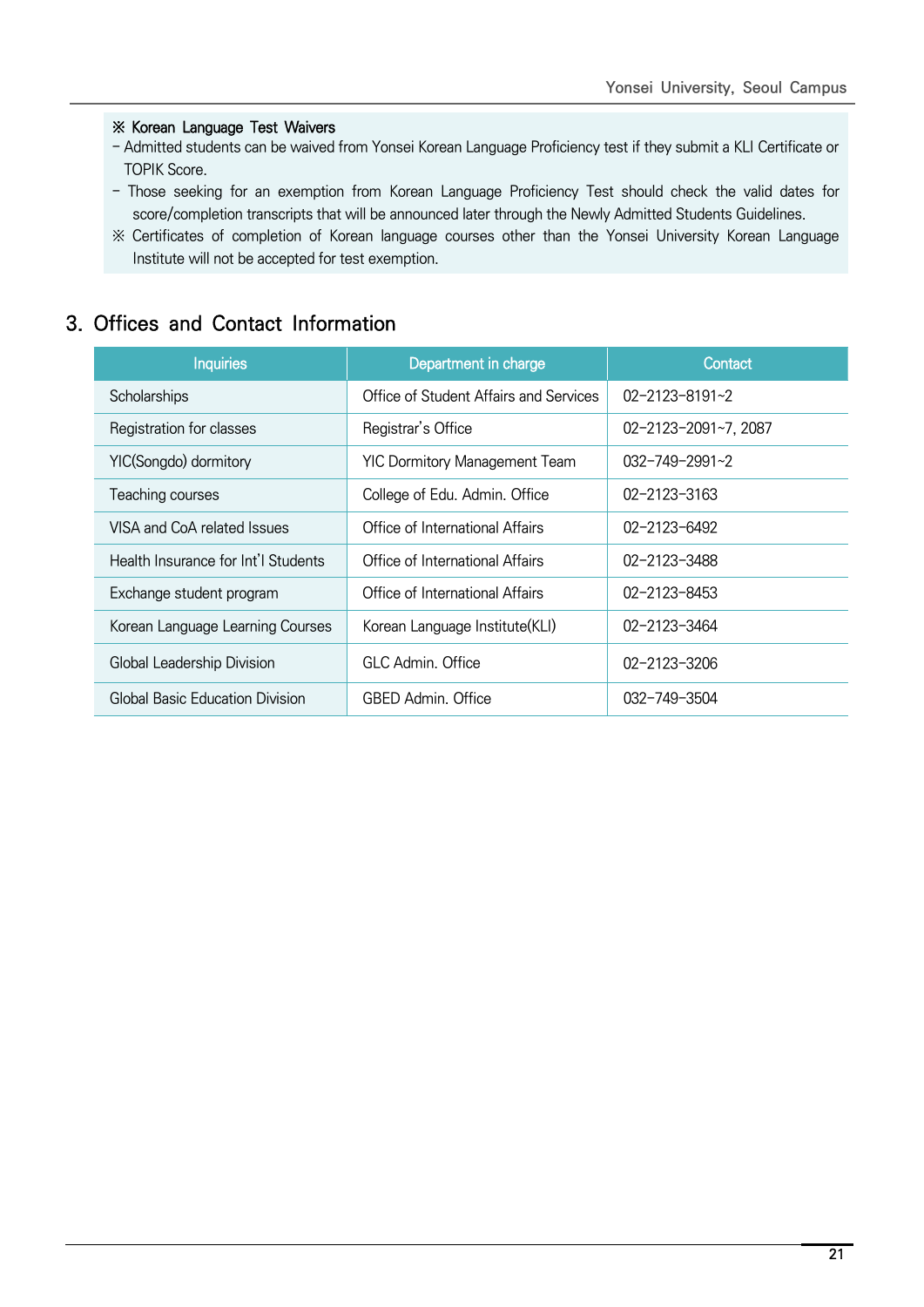※ **Korean Language Test Waivers**

- Admitted students can be waived from Yonsei Korean Language Proficiency test if they submit a KLI Certificate or TOPIK Score.
- Those seeking for an exemption from Korean Language Proficiency Test should check the valid dates for score/completion transcripts that will be announced later through the Newly Admitted Students Guidelines.

※ Certificates of completion of Korean language courses other than the Yonsei University Korean Language Institute will not be accepted for test exemption.

## 3. Offices and Contact Information

| Inquiries | Department in charge | Contact |
|---|---|---|
| Scholarships | Office of Student Affairs and Services | 02-2123-8191~2 |
| Registration for classes | Registrar's Office | 02-2123-2091~7, 2087 |
| YIC(Songdo) dormitory | YIC Dormitory Management Team | 032-749-2991~2 |
| Teaching courses | College of Edu. Admin. Office | 02-2123-3163 |
| VISA and CoA related Issues | Office of International Affairs | 02-2123-6492 |
| Health Insurance for Int'l Students | Office of International Affairs | 02-2123-3488 |
| Exchange student program | Office of International Affairs | 02-2123-8453 |
| Korean Language Learning Courses | Korean Language Institute(KLI) | 02-2123-3464 |
| Global Leadership Division | GLC Admin. Office | 02-2123-3206 |
| Global Basic Education Division | GBED Admin. Office | 032-749-3504 |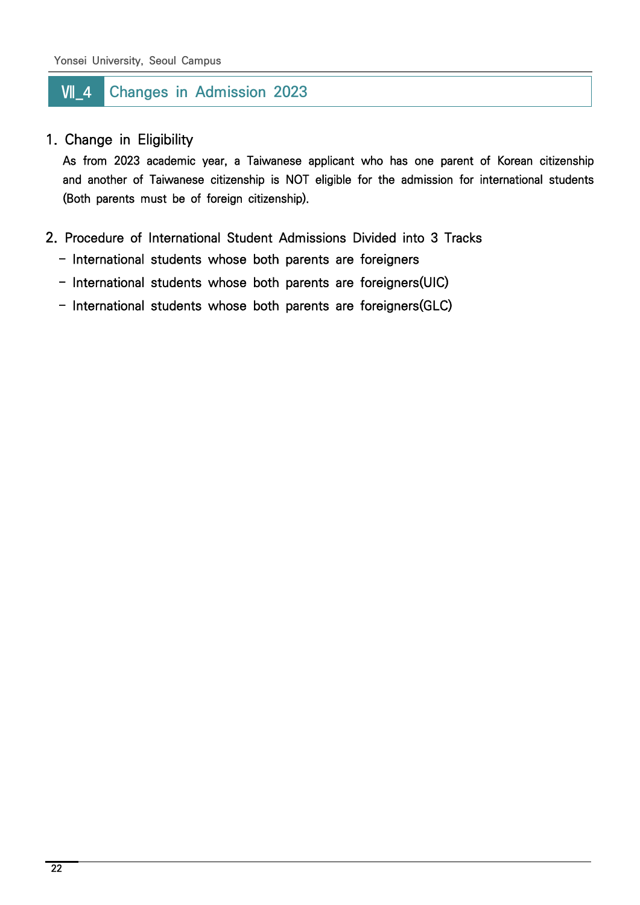## Ⅶ_4 Changes in Admission 2023

### 1. Change in Eligibility

As from 2023 academic year, a Taiwanese applicant who has one parent of Korean citizenship and another of Taiwanese citizenship is NOT eligible for the admission for international students (Both parents must be of foreign citizenship).

### 2. Procedure of International Student Admissions Divided into 3 Tracks

- International students whose both parents are foreigners
- International students whose both parents are foreigners(UIC)
- International students whose both parents are foreigners(GLC)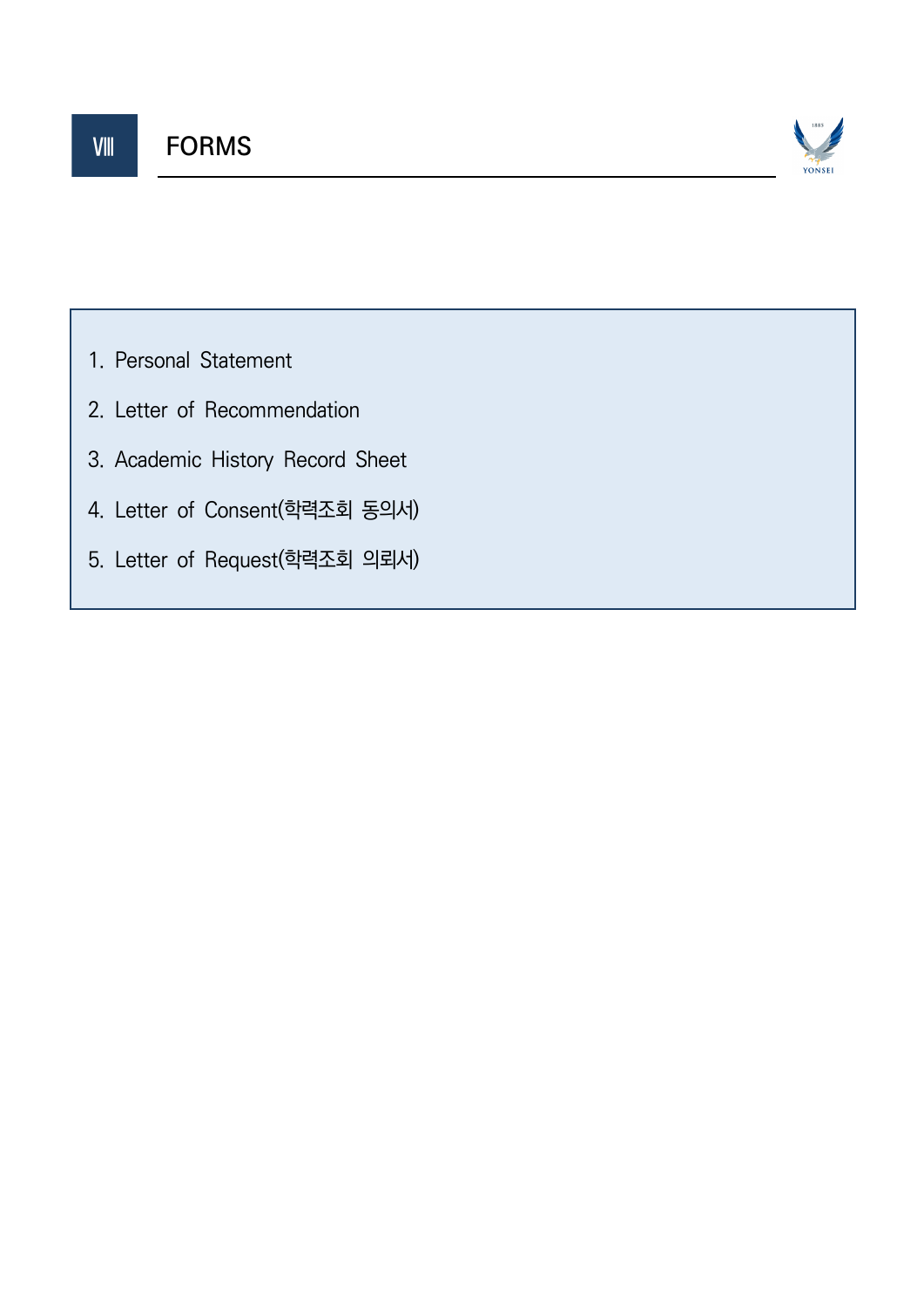# Ⅷ FORMS

1. Personal Statement
2. Letter of Recommendation
3. Academic History Record Sheet
4. Letter of Consent(학력조회 동의서)
5. Letter of Request(학력조회 의뢰서)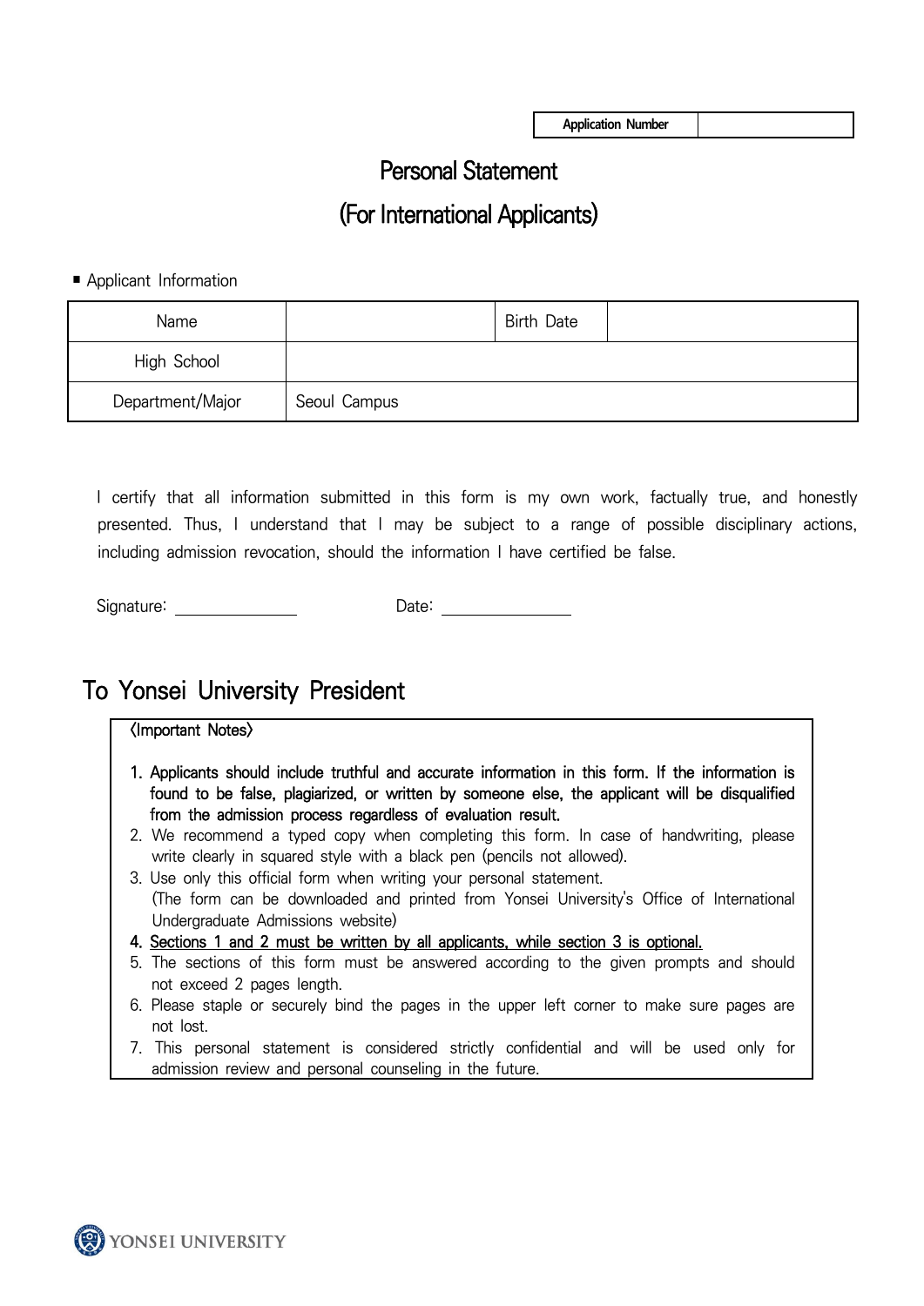| Application Number | |
|---|---|

# Personal Statement

# (For International Applicants)

■ Applicant Information

| Name | | Birth Date | |
|---|---|---|---|
| High School | | | |
| Department/Major | Seoul Campus | | |

I certify that all information submitted in this form is my own work, factually true, and honestly presented. Thus, I understand that I may be subject to a range of possible disciplinary actions, including admission revocation, should the information I have certified be false.

Signature: ______________ Date: ______________

## To Yonsei University President

〈Important Notes〉

1. **Applicants should include truthful and accurate information in this form. If the information is found to be false, plagiarized, or written by someone else, the applicant will be disqualified from the admission process regardless of evaluation result.**
2. We recommend a typed copy when completing this form. In case of handwriting, please write clearly in squared style with a black pen (pencils not allowed).
3. Use only this official form when writing your personal statement. (The form can be downloaded and printed from Yonsei University's Office of International Undergraduate Admissions website)
4. <u>Sections 1 and 2 must be written by all applicants, while section 3 is optional.</u>
5. The sections of this form must be answered according to the given prompts and should not exceed 2 pages length.
6. Please staple or securely bind the pages in the upper left corner to make sure pages are not lost.
7. This personal statement is considered strictly confidential and will be used only for admission review and personal counseling in the future.

YONSEI UNIVERSITY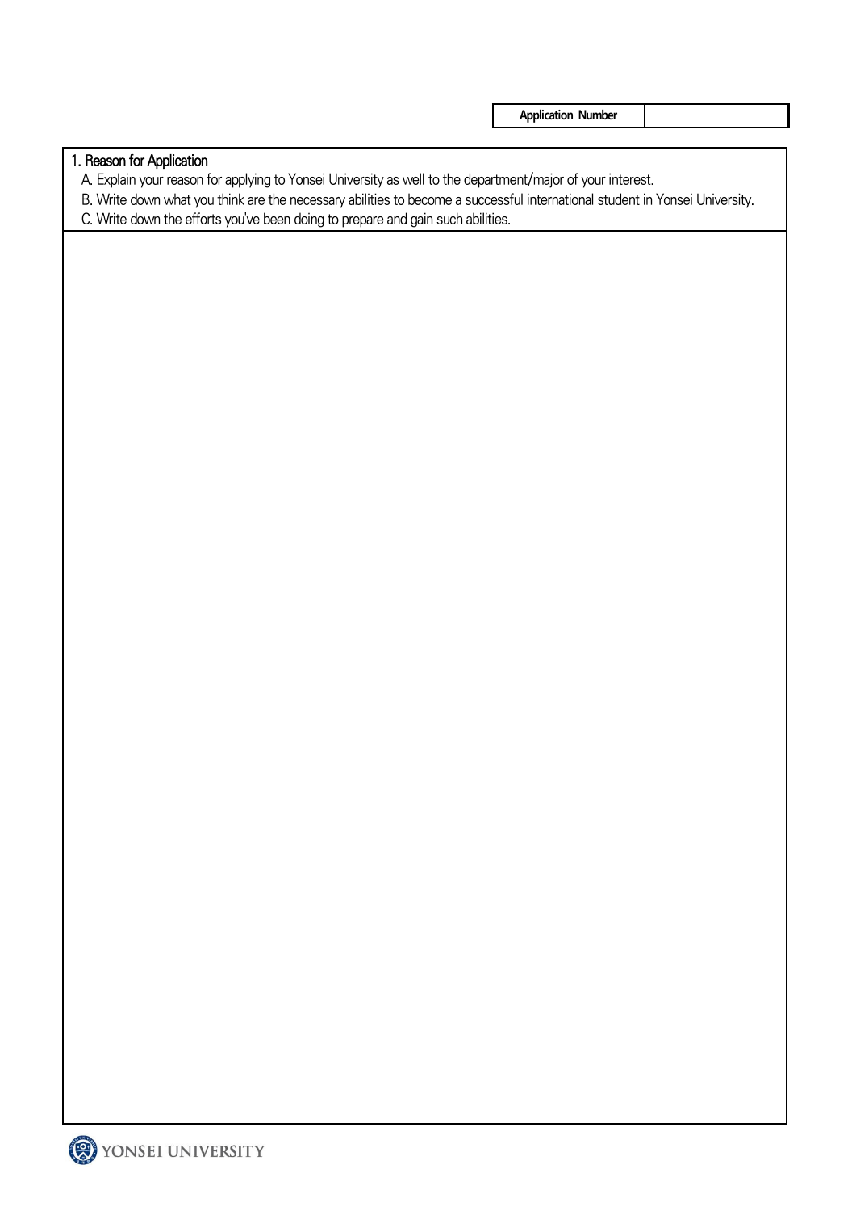| Application Number | |
|---|---|

| 1. Reason for Application<br>A. Explain your reason for applying to Yonsei University as well to the department/major of your interest.<br>B. Write down what you think are the necessary abilities to become a successful international student in Yonsei University.<br>C. Write down the efforts you've been doing to prepare and gain such abilities. |
|---|
| |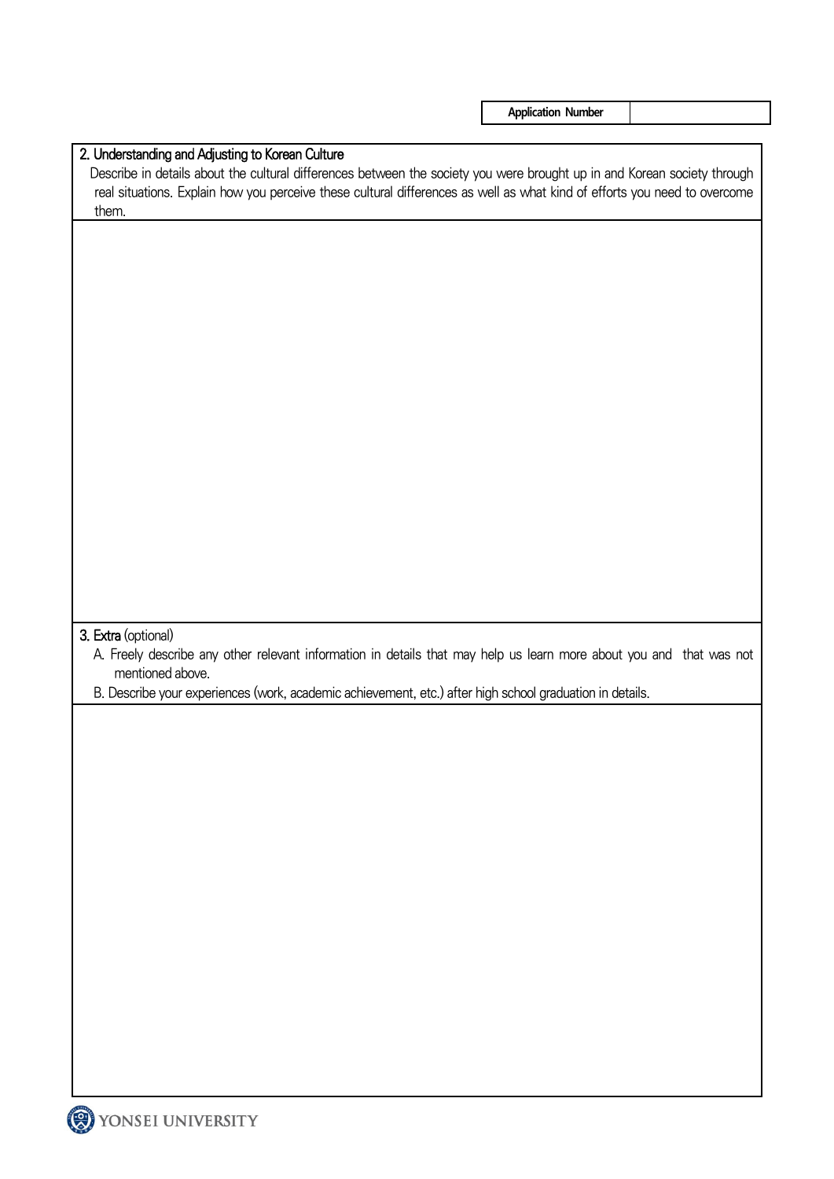| Application Number | |
|---|---|

## 2. Understanding and Adjusting to Korean Culture

Describe in details about the cultural differences between the society you were brought up in and Korean society through real situations. Explain how you perceive these cultural differences as well as what kind of efforts you need to overcome them.

## 3. Extra (optional)

A. Freely describe any other relevant information in details that may help us learn more about you and that was not mentioned above.

B. Describe your experiences (work, academic achievement, etc.) after high school graduation in details.

YONSEI UNIVERSITY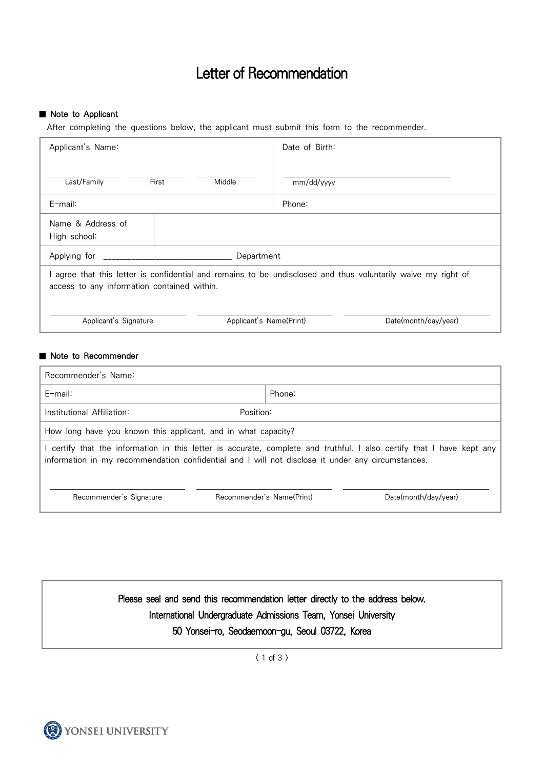# Letter of Recommendation

■ **Note to Applicant**

After completing the questions below, the applicant must submit this form to the recommender.

| Applicant's Name:<br><br>Last/Family First Middle | Date of Birth:<br><br>mm/dd/yyyy |
|---|---|
| E-mail: | Phone: |
| Name & Address of High school: | |
| Applying for ______________________________ Department | |
| I agree that this letter is confidential and remains to be undisclosed and thus voluntarily waive my right of access to any information contained within.<br><br>Applicant's Signature Applicant's Name(Print) Date(month/day/year) | |

■ **Note to Recommender**

| Recommender's Name: | |
|---|---|
| E-mail: | Phone: |
| Institutional Affiliation: Position: | |
| How long have you known this applicant, and in what capacity? | |
| I certify that the information in this letter is accurate, complete and truthful. I also certify that I have kept any information in my recommendation confidential and I will not disclose it under any circumstances.<br><br>Recommender's Signature Recommender's Name(Print) Date(month/day/year) | |

Please seal and send this recommendation letter directly to the address below.
International Undergraduate Admissions Team, Yonsei University
50 Yonsei-ro, Seodaemoon-gu, Seoul 03722, Korea

YONSEI UNIVERSITY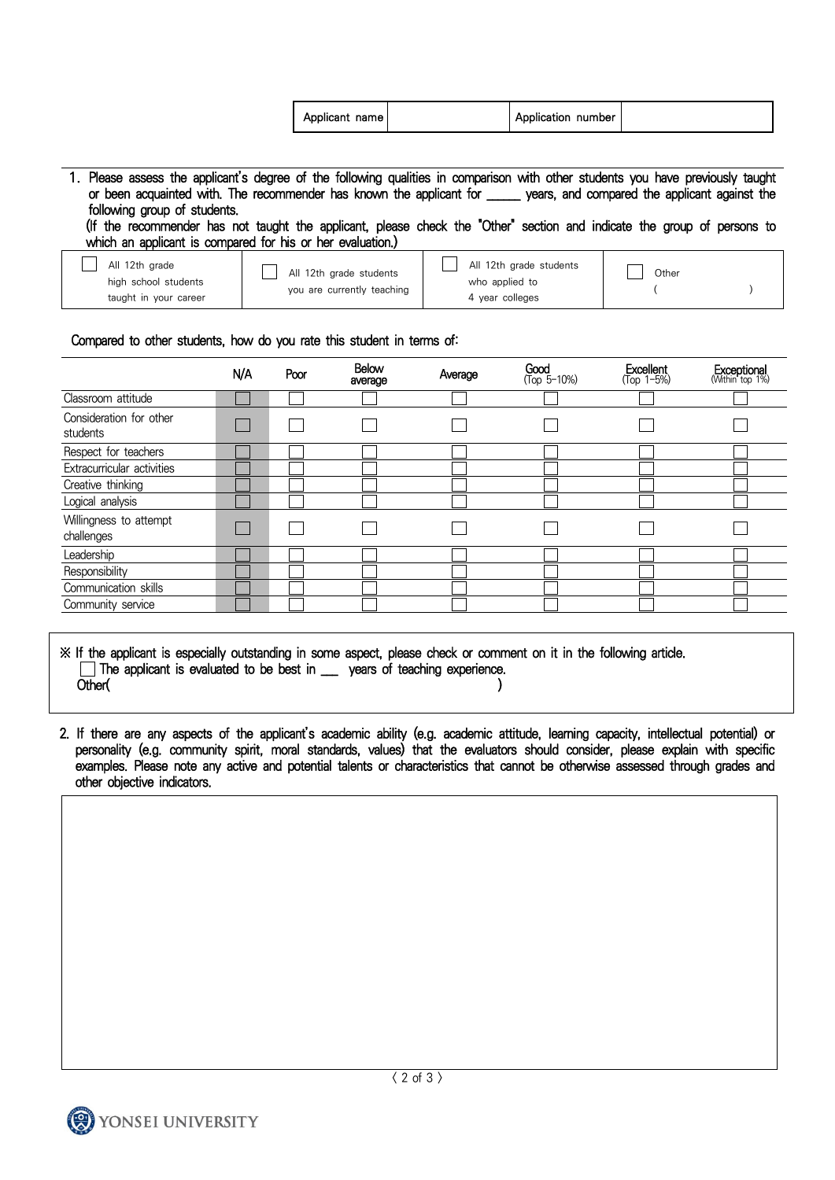| Applicant name | | Application number | |
|---|---|---|---|

1. Please assess the applicant's degree of the following qualities in comparison with other students you have previously taught or been acquainted with. The recommender has known the applicant for _____ years, and compared the applicant against the following group of students.
(If the recommender has not taught the applicant, please check the "Other" section and indicate the group of persons to which an applicant is compared for his or her evaluation.)

| ☐ All 12th grade high school students taught in your career | ☐ All 12th grade students you are currently teaching | ☐ All 12th grade students who applied to 4 year colleges | ☐ Other ( ) |
|---|---|---|---|

Compared to other students, how do you rate this student in terms of:

| | N/A | Poor | Below average | Average | Good (Top 5-10%) | Excellent (Top 1-5%) | Exceptional (Within top 1%) |
|---|---|---|---|---|---|---|---|
| Classroom attitude | ☐ | ☐ | ☐ | ☐ | ☐ | ☐ | ☐ |
| Consideration for other students | ☐ | ☐ | ☐ | ☐ | ☐ | ☐ | ☐ |
| Respect for teachers | ☐ | ☐ | ☐ | ☐ | ☐ | ☐ | ☐ |
| Extracurricular activities | ☐ | ☐ | ☐ | ☐ | ☐ | ☐ | ☐ |
| Creative thinking | ☐ | ☐ | ☐ | ☐ | ☐ | ☐ | ☐ |
| Logical analysis | ☐ | ☐ | ☐ | ☐ | ☐ | ☐ | ☐ |
| Willingness to attempt challenges | ☐ | ☐ | ☐ | ☐ | ☐ | ☐ | ☐ |
| Leadership | ☐ | ☐ | ☐ | ☐ | ☐ | ☐ | ☐ |
| Responsibility | ☐ | ☐ | ☐ | ☐ | ☐ | ☐ | ☐ |
| Communication skills | ☐ | ☐ | ☐ | ☐ | ☐ | ☐ | ☐ |
| Community service | ☐ | ☐ | ☐ | ☐ | ☐ | ☐ | ☐ |

※ If the applicant is especially outstanding in some aspect, please check or comment on it in the following article.
☐ The applicant is evaluated to be best in ___ years of teaching experience.
Other( )

2. If there are any aspects of the applicant's academic ability (e.g. academic attitude, learning capacity, intellectual potential) or personality (e.g. community spirit, moral standards, values) that the evaluators should consider, please explain with specific examples. Please note any active and potential talents or characteristics that cannot be otherwise assessed through grades and other objective indicators.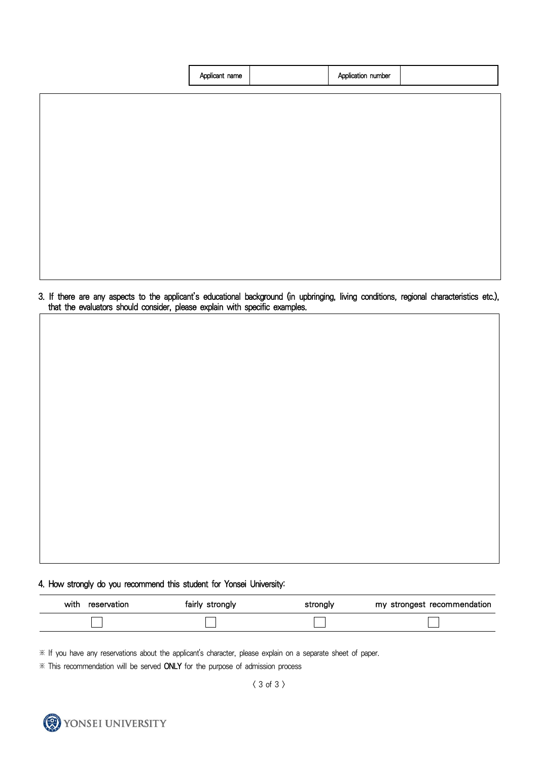| Applicant name | | Application number | |
|---|---|---|---|

3. If there are any aspects to the applicant's educational background (in upbringing, living conditions, regional characteristics etc.), that the evaluators should consider, please explain with specific examples.

4. How strongly do you recommend this student for Yonsei University:

| with reservation | fairly strongly | strongly | my strongest recommendation |
|---|---|---|---|
| ☐ | ☐ | ☐ | ☐ |

※ If you have any reservations about the applicant's character, please explain on a separate sheet of paper.

※ This recommendation will be served **ONLY** for the purpose of admission process

YONSEI UNIVERSITY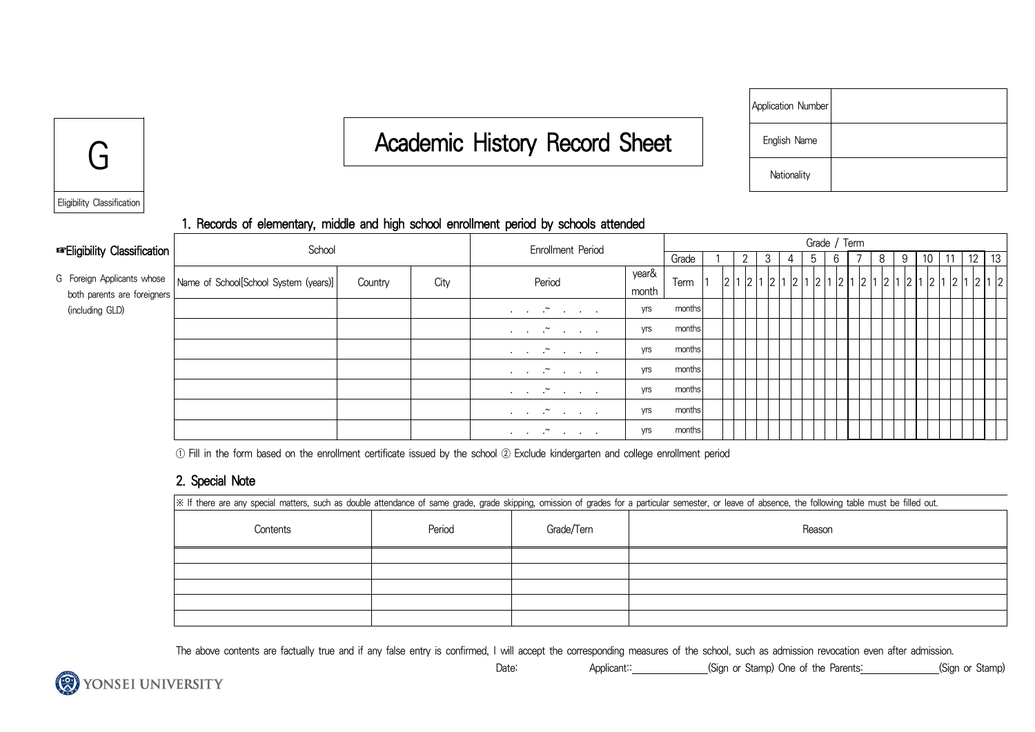G

Eligibility Classification

# Academic History Record Sheet

| Application Number | |
|---|---|
| English Name | |
| Nationality | |

## 1. Records of elementary, middle and high school enrollment period by schools attended

☞Eligibility Classification

G Foreign Applicants whose both parents are foreigners (including GLD)

| School | | | Enrollment Period | | Grade / Term | | | | | | | | | | | | | | | | | | | | | | | | | | |
|---|---|---|---|---|---|---|---|---|---|---|---|---|---|---|---|---|---|---|---|---|---|---|---|---|---|---|---|---|---|---|---|
| | | | | | Grade | 1 | | 2 | | 3 | | 4 | | 5 | | 6 | | 7 | | 8 | | 9 | | 10 | | 11 | | 12 | | 13 | |
| Name of School[School System (years)] | Country | City | Period | year& month | Term | 1 | 2 | 1 | 2 | 1 | 2 | 1 | 2 | 1 | 2 | 1 | 2 | 1 | 2 | 1 | 2 | 1 | 2 | 1 | 2 | 1 | 2 | 1 | 2 | 1 | 2 |
| | | | . . .~ . . . | yrs | months | | | | | | | | | | | | | | | | | | | | | | | | | | |
| | | | . . .~ . . . | yrs | months | | | | | | | | | | | | | | | | | | | | | | | | | | |
| | | | . . .~ . . . | yrs | months | | | | | | | | | | | | | | | | | | | | | | | | | | |
| | | | . . .~ . . . | yrs | months | | | | | | | | | | | | | | | | | | | | | | | | | | |
| | | | . . .~ . . . | yrs | months | | | | | | | | | | | | | | | | | | | | | | | | | | |
| | | | . . .~ . . . | yrs | months | | | | | | | | | | | | | | | | | | | | | | | | | | |
| | | | . . .~ . . . | yrs | months | | | | | | | | | | | | | | | | | | | | | | | | | | |

① Fill in the form based on the enrollment certificate issued by the school ② Exclude kindergarten and college enrollment period

## 2. Special Note

※ If there are any special matters, such as double attendance of same grade, grade skipping, omission of grades for a particular semester, or leave of absence, the following table must be filled out.

| Contents | Period | Grade/Tern | Reason |
|---|---|---|---|
| | | | |
| | | | |
| | | | |
| | | | |
| | | | |

The above contents are factually true and if any false entry is confirmed, I will accept the corresponding measures of the school, such as admission revocation even after admission.

Date: Applicant:: ______________(Sign or Stamp) One of the Parents: ______________(Sign or Stamp)

YONSEI UNIVERSITY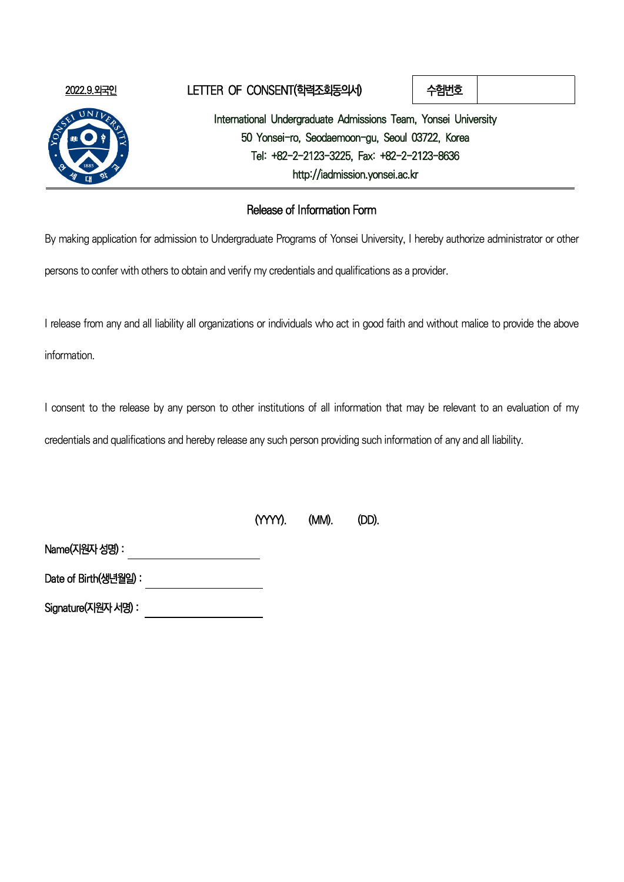2022.9.외국인

# LETTER OF CONSENT(학력조회동의서)

| 수험번호 | |
|---|---|

International Undergraduate Admissions Team, Yonsei University
50 Yonsei-ro, Seodaemoon-gu, Seoul 03722, Korea
Tel: +82-2-2123-3225, Fax: +82-2-2123-8636
http://iadmission.yonsei.ac.kr

## Release of Information Form

By making application for admission to Undergraduate Programs of Yonsei University, I hereby authorize administrator or other persons to confer with others to obtain and verify my credentials and qualifications as a provider.

I release from any and all liability all organizations or individuals who act in good faith and without malice to provide the above information.

I consent to the release by any person to other institutions of all information that may be relevant to an evaluation of my credentials and qualifications and hereby release any such person providing such information of any and all liability.

(YYYY). (MM). (DD).

Name(지원자 성명) : ______________________

Date of Birth(생년월일) : ______________________

Signature(지원자 서명) : ______________________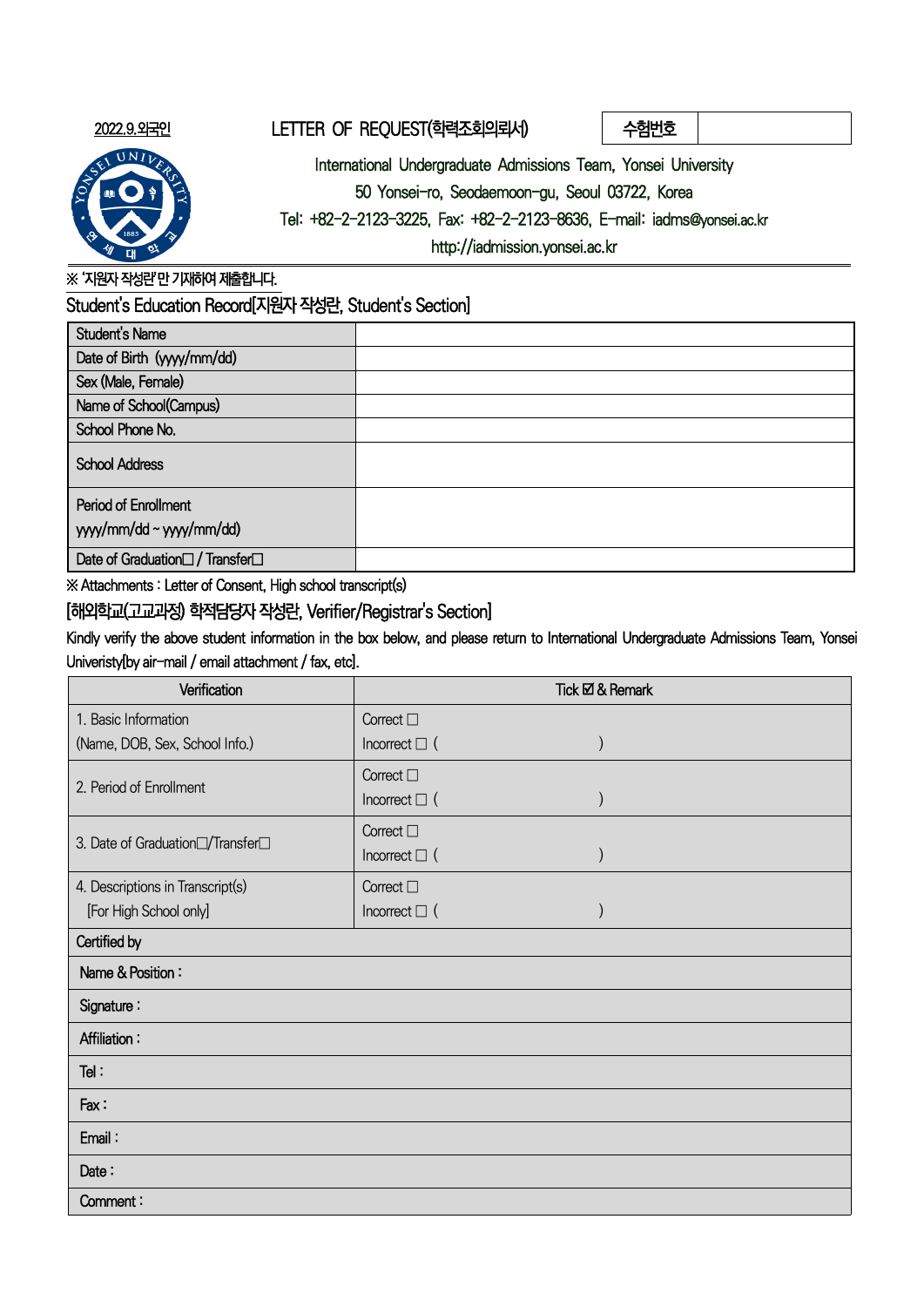2022.9.외국인

# LETTER OF REQUEST(학력조회의뢰서)

| 수험번호 | |
|---|---|

International Undergraduate Admissions Team, Yonsei University
50 Yonsei-ro, Seodaemoon-gu, Seoul 03722, Korea
Tel: +82-2-2123-3225, Fax: +82-2-2123-8636, E-mail: iadms@yonsei.ac.kr
http://iadmission.yonsei.ac.kr

※ '지원자 작성란' 만 기재하여 제출합니다.

## Student's Education Record[지원자 작성란, Student's Section]

| | |
|---|---|
| Student's Name | |
| Date of Birth (yyyy/mm/dd) | |
| Sex (Male, Female) | |
| Name of School(Campus) | |
| School Phone No. | |
| School Address | |
| Period of Enrollment yyyy/mm/dd ~ yyyy/mm/dd) | |
| Date of Graduation☐ / Transfer☐ | |

※ Attachments : Letter of Consent, High school transcript(s)

## [해외학교(고교과정) 학적담당자 작성란, Verifier/Registrar's Section]

Kindly verify the above student information in the box below, and please return to International Undergraduate Admissions Team, Yonsei Univeristy[by air-mail / email attachment / fax, etc].

| Verification | Tick ☑ & Remark |
|---|---|
| 1. Basic Information (Name, DOB, Sex, School Info.) | Correct ☐ Incorrect ☐ ( ) |
| 2. Period of Enrollment | Correct ☐ Incorrect ☐ ( ) |
| 3. Date of Graduation☐/Transfer☐ | Correct ☐ Incorrect ☐ ( ) |
| 4. Descriptions in Transcript(s) [For High School only] | Correct ☐ Incorrect ☐ ( ) |
| Certified by | |
| Name & Position : | |
| Signature : | |
| Affiliation : | |
| Tel : | |
| Fax : | |
| Email : | |
| Date : | |
| Comment : | |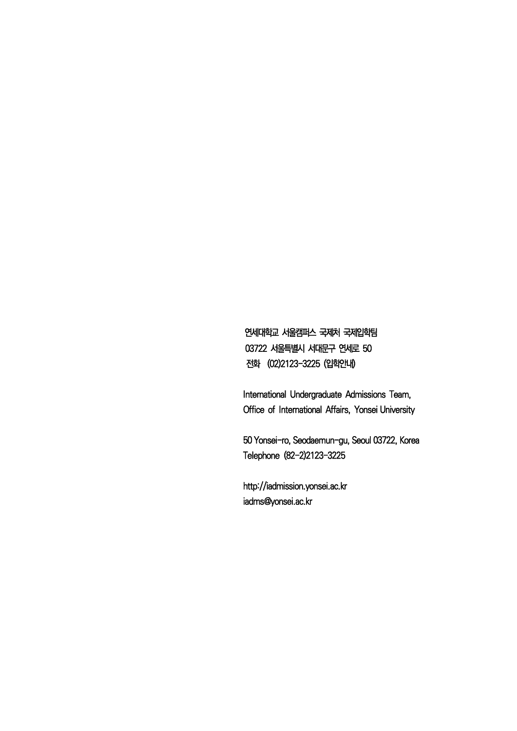연세대학교 서울캠퍼스 국제처 국제입학팀
03722 서울특별시 서대문구 연세로 50
전화 (02)2123-3225 (입학안내)

International Undergraduate Admissions Team,
Office of International Affairs, Yonsei University

50 Yonsei-ro, Seodaemun-gu, Seoul 03722, Korea
Telephone (82-2)2123-3225

http://iadmission.yonsei.ac.kr
iadms@yonsei.ac.kr